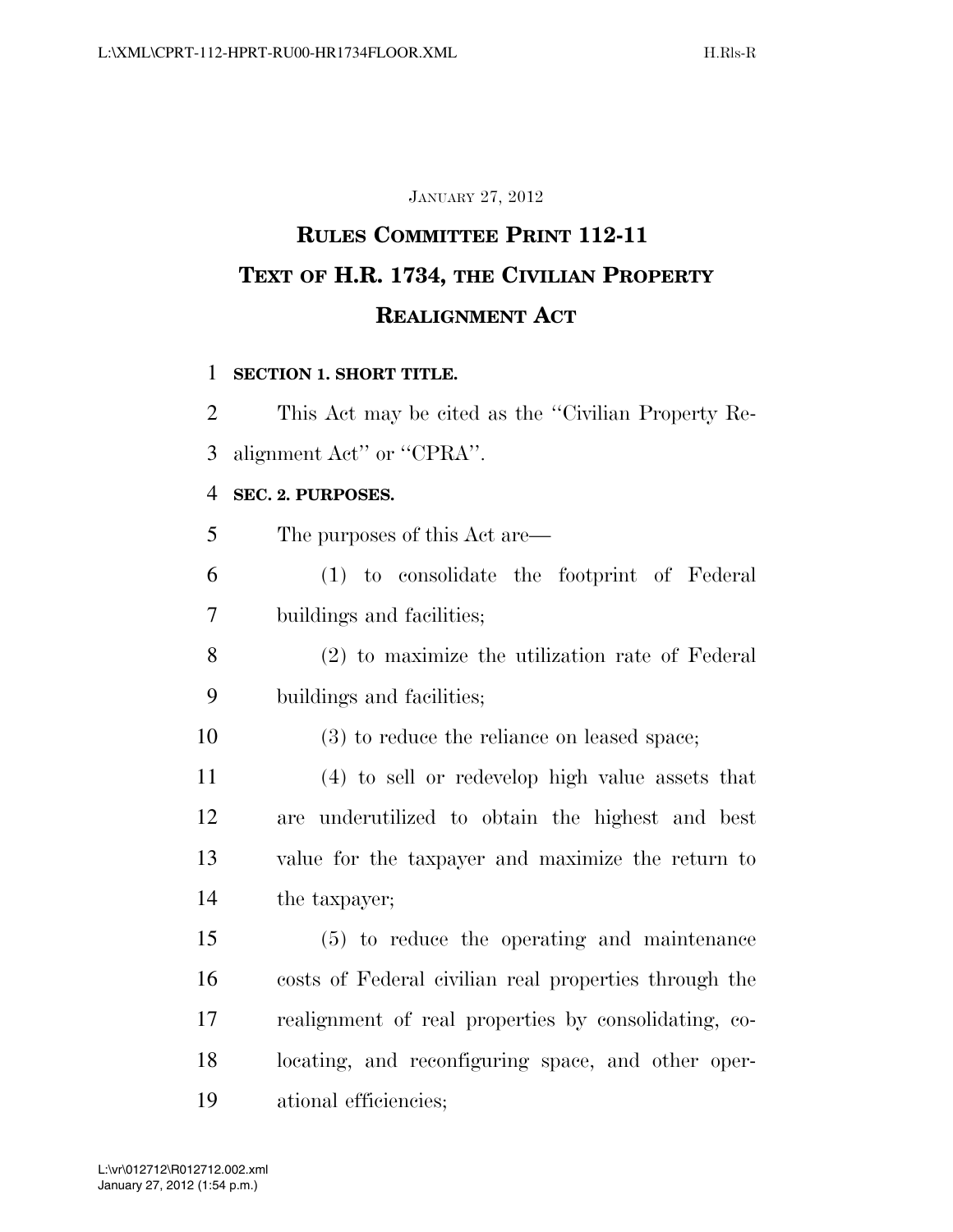JANUARY 27, 2012

# RULES COMMITTEE PRINT 112-11

# TEXT OF H.R. 1734, THE CIVILIAN PROPERTY REALIGNMENT ACT

**SECTION 1. SHORT TITLE.**

This Act may be cited as the ''Civilian Property Realignment Act'' or ''CPRA''.

**SEC. 2. PURPOSES.**

The purposes of this Act are—

(1) to consolidate the footprint of Federal buildings and facilities;

(2) to maximize the utilization rate of Federal buildings and facilities;

(3) to reduce the reliance on leased space;

(4) to sell or redevelop high value assets that are underutilized to obtain the highest and best value for the taxpayer and maximize the return to the taxpayer;

(5) to reduce the operating and maintenance costs of Federal civilian real properties through the realignment of real properties by consolidating, co-locating, and reconfiguring space, and other operational efficiencies;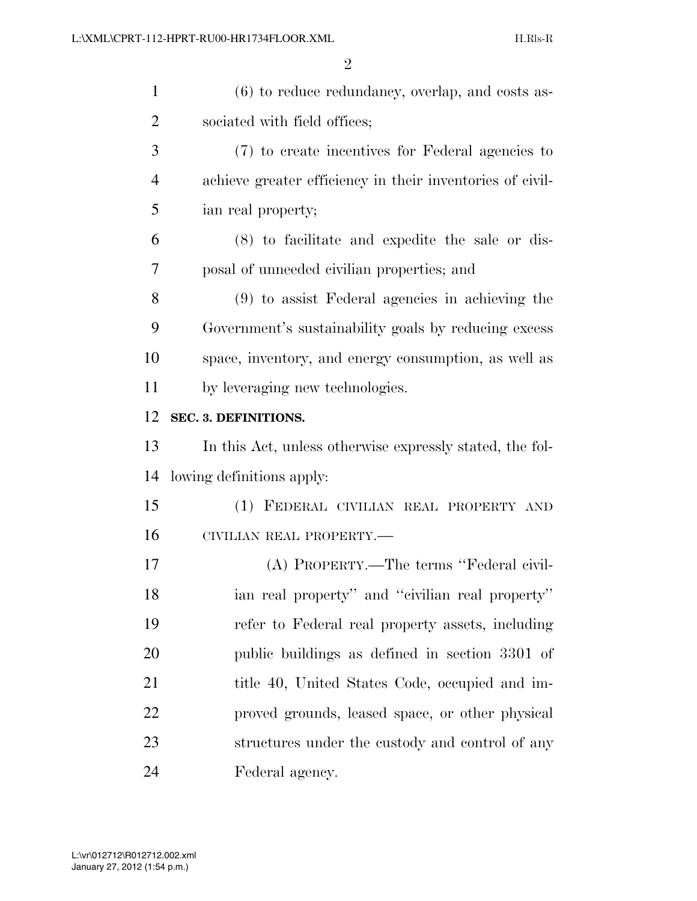(6) to reduce redundancy, overlap, and costs associated with field offices;

(7) to create incentives for Federal agencies to achieve greater efficiency in their inventories of civilian real property;

(8) to facilitate and expedite the sale or disposal of unneeded civilian properties; and

(9) to assist Federal agencies in achieving the Government's sustainability goals by reducing excess space, inventory, and energy consumption, as well as by leveraging new technologies.

**SEC. 3. DEFINITIONS.**

In this Act, unless otherwise expressly stated, the following definitions apply:

(1) FEDERAL CIVILIAN REAL PROPERTY AND CIVILIAN REAL PROPERTY.—

(A) PROPERTY.—The terms ''Federal civilian real property'' and ''civilian real property'' refer to Federal real property assets, including public buildings as defined in section 3301 of title 40, United States Code, occupied and improved grounds, leased space, or other physical structures under the custody and control of any Federal agency.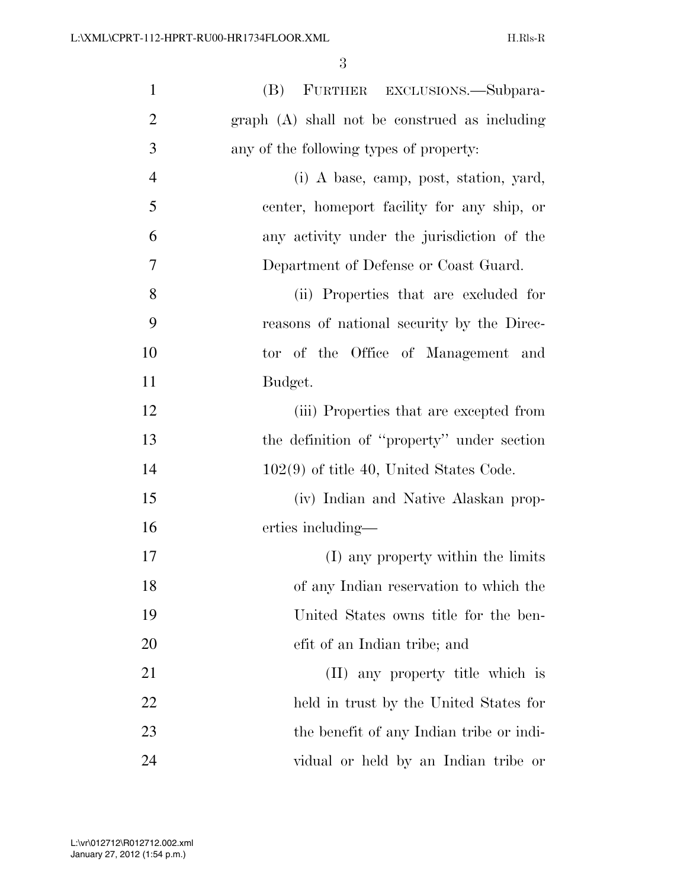(B) FURTHER EXCLUSIONS.—Subparagraph (A) shall not be construed as including any of the following types of property:

(i) A base, camp, post, station, yard, center, homeport facility for any ship, or any activity under the jurisdiction of the Department of Defense or Coast Guard.

(ii) Properties that are excluded for reasons of national security by the Director of the Office of Management and Budget.

(iii) Properties that are excepted from the definition of "property" under section 102(9) of title 40, United States Code.

(iv) Indian and Native Alaskan properties including—

(I) any property within the limits of any Indian reservation to which the United States owns title for the benefit of an Indian tribe; and

(II) any property title which is held in trust by the United States for the benefit of any Indian tribe or individual or held by an Indian tribe or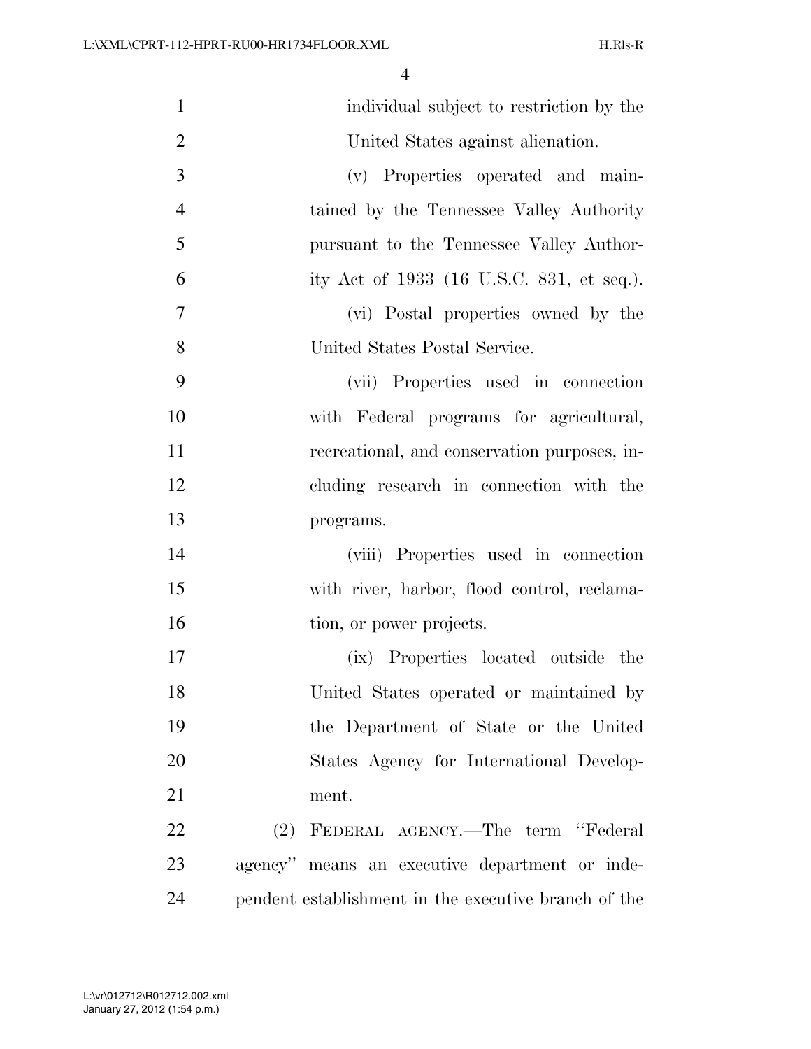individual subject to restriction by the United States against alienation.

(v) Properties operated and maintained by the Tennessee Valley Authority pursuant to the Tennessee Valley Authority Act of 1933 (16 U.S.C. 831, et seq.).

(vi) Postal properties owned by the United States Postal Service.

(vii) Properties used in connection with Federal programs for agricultural, recreational, and conservation purposes, including research in connection with the programs.

(viii) Properties used in connection with river, harbor, flood control, reclamation, or power projects.

(ix) Properties located outside the United States operated or maintained by the Department of State or the United States Agency for International Development.

(2) FEDERAL AGENCY.—The term ''Federal agency'' means an executive department or independent establishment in the executive branch of the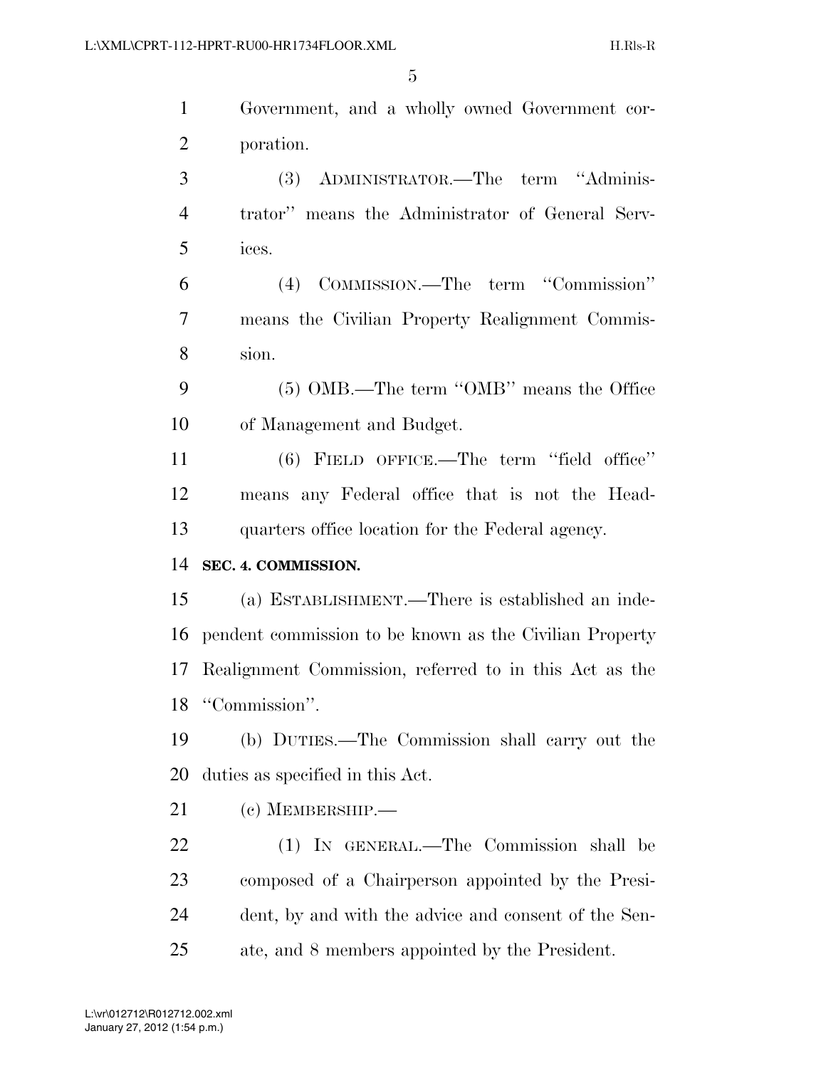Government, and a wholly owned Government corporation.

(3) ADMINISTRATOR.—The term ''Administrator'' means the Administrator of General Services.

(4) COMMISSION.—The term ''Commission'' means the Civilian Property Realignment Commission.

(5) OMB.—The term ''OMB'' means the Office of Management and Budget.

(6) FIELD OFFICE.—The term ''field office'' means any Federal office that is not the Headquarters office location for the Federal agency.

**SEC. 4. COMMISSION.**

(a) ESTABLISHMENT.—There is established an independent commission to be known as the Civilian Property Realignment Commission, referred to in this Act as the ''Commission''.

(b) DUTIES.—The Commission shall carry out the duties as specified in this Act.

(c) MEMBERSHIP.—

(1) IN GENERAL.—The Commission shall be composed of a Chairperson appointed by the President, by and with the advice and consent of the Senate, and 8 members appointed by the President.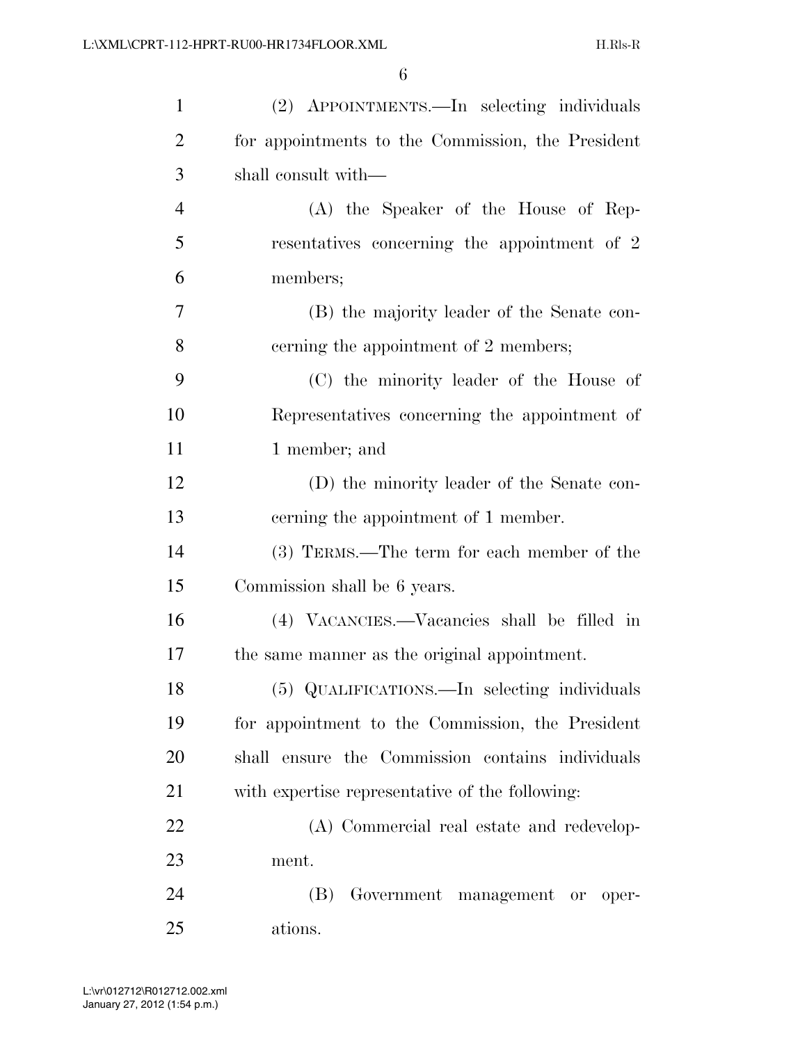(2) APPOINTMENTS.—In selecting individuals for appointments to the Commission, the President shall consult with—

(A) the Speaker of the House of Representatives concerning the appointment of 2 members;

(B) the majority leader of the Senate concerning the appointment of 2 members;

(C) the minority leader of the House of Representatives concerning the appointment of 1 member; and

(D) the minority leader of the Senate concerning the appointment of 1 member.

(3) TERMS.—The term for each member of the Commission shall be 6 years.

(4) VACANCIES.—Vacancies shall be filled in the same manner as the original appointment.

(5) QUALIFICATIONS.—In selecting individuals for appointment to the Commission, the President shall ensure the Commission contains individuals with expertise representative of the following:

(A) Commercial real estate and redevelopment.

(B) Government management or operations.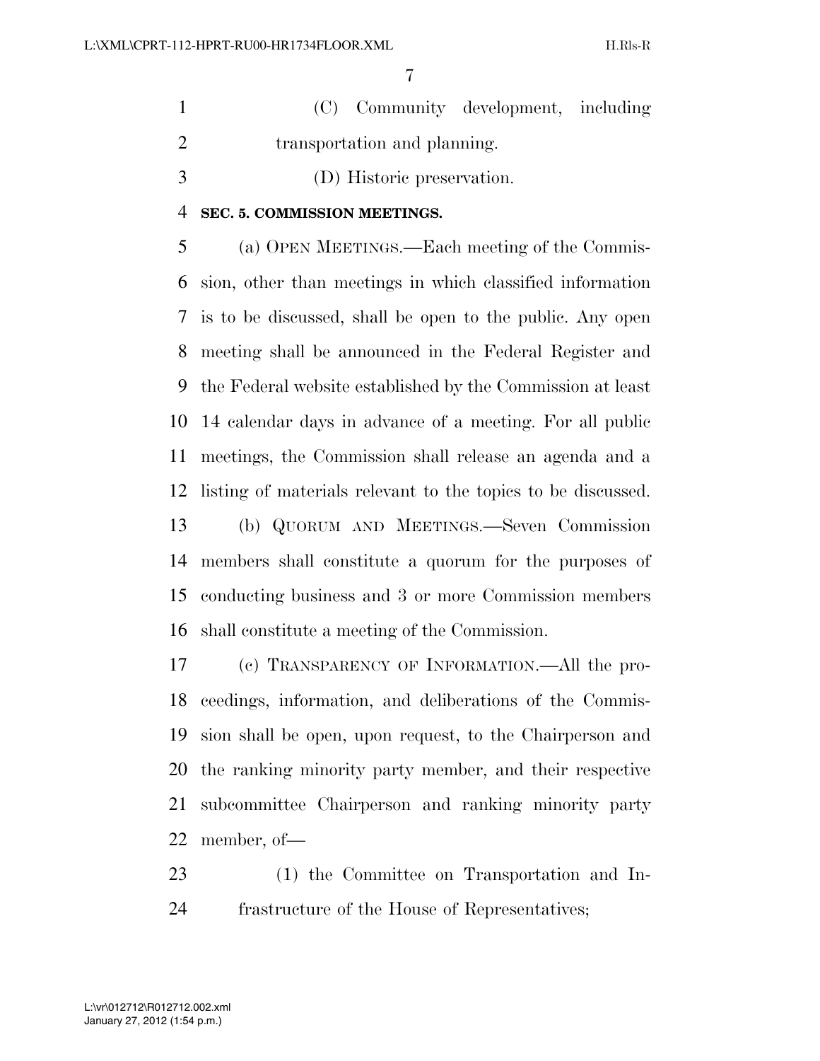(C) Community development, including transportation and planning.

(D) Historic preservation.

**SEC. 5. COMMISSION MEETINGS.**

(a) OPEN MEETINGS.—Each meeting of the Commission, other than meetings in which classified information is to be discussed, shall be open to the public. Any open meeting shall be announced in the Federal Register and the Federal website established by the Commission at least 14 calendar days in advance of a meeting. For all public meetings, the Commission shall release an agenda and a listing of materials relevant to the topics to be discussed.

(b) QUORUM AND MEETINGS.—Seven Commission members shall constitute a quorum for the purposes of conducting business and 3 or more Commission members shall constitute a meeting of the Commission.

(c) TRANSPARENCY OF INFORMATION.—All the proceedings, information, and deliberations of the Commission shall be open, upon request, to the Chairperson and the ranking minority party member, and their respective subcommittee Chairperson and ranking minority party member, of—

(1) the Committee on Transportation and Infrastructure of the House of Representatives;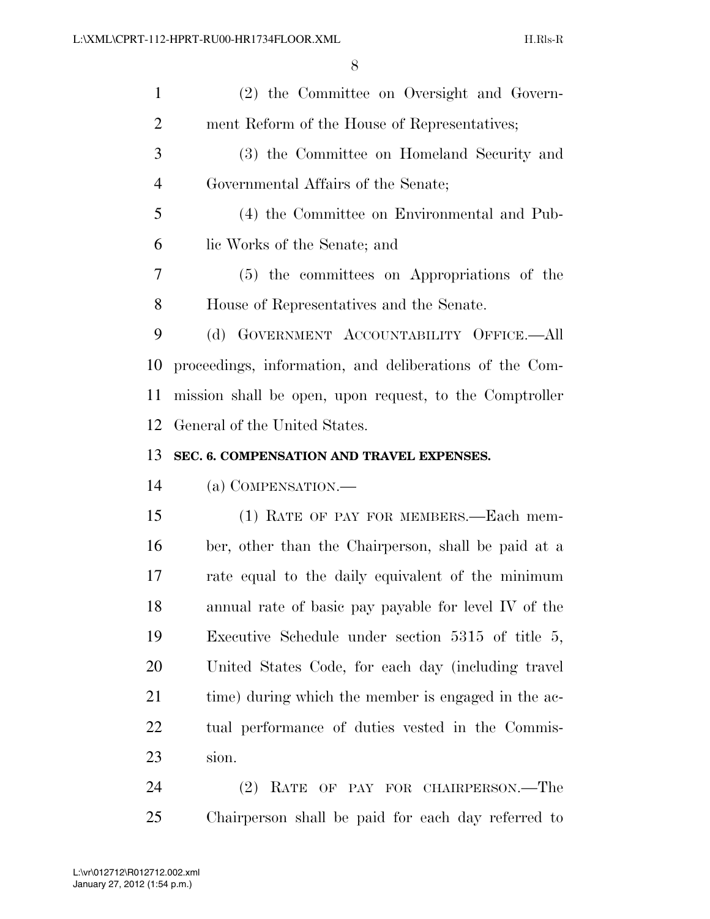(2) the Committee on Oversight and Government Reform of the House of Representatives;

(3) the Committee on Homeland Security and Governmental Affairs of the Senate;

(4) the Committee on Environmental and Public Works of the Senate; and

(5) the committees on Appropriations of the House of Representatives and the Senate.

(d) GOVERNMENT ACCOUNTABILITY OFFICE.—All proceedings, information, and deliberations of the Commission shall be open, upon request, to the Comptroller General of the United States.

**SEC. 6. COMPENSATION AND TRAVEL EXPENSES.**

(a) COMPENSATION.—

(1) RATE OF PAY FOR MEMBERS.—Each member, other than the Chairperson, shall be paid at a rate equal to the daily equivalent of the minimum annual rate of basic pay payable for level IV of the Executive Schedule under section 5315 of title 5, United States Code, for each day (including travel time) during which the member is engaged in the actual performance of duties vested in the Commission.

(2) RATE OF PAY FOR CHAIRPERSON.—The Chairperson shall be paid for each day referred to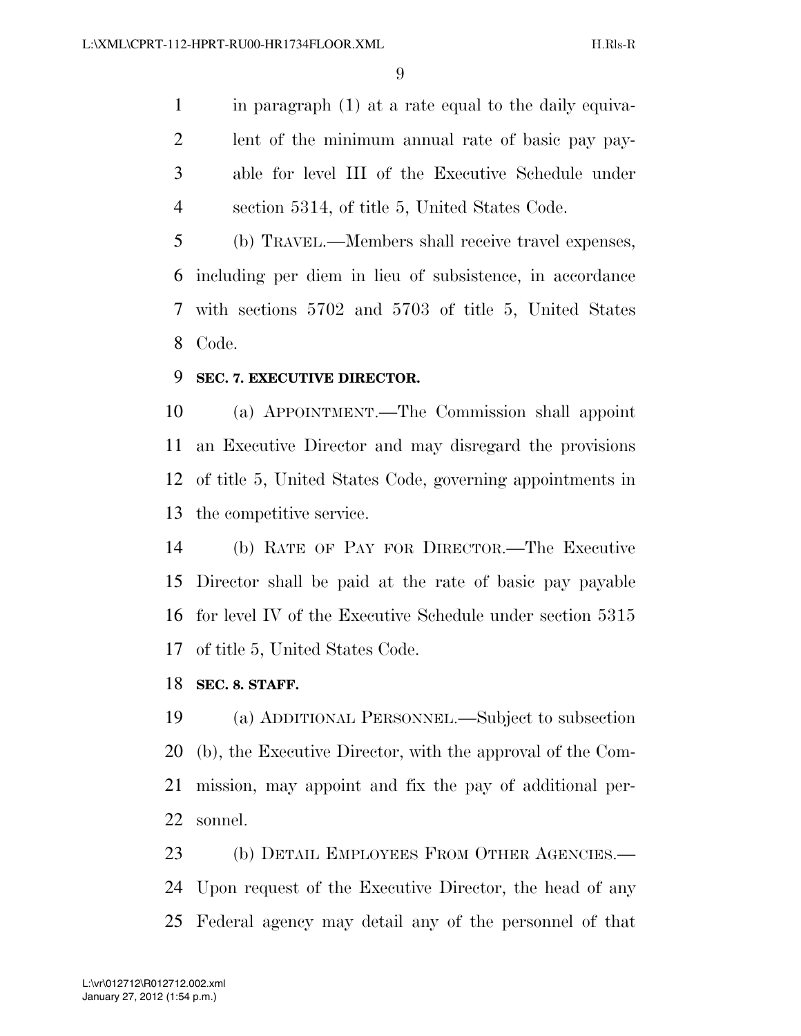in paragraph (1) at a rate equal to the daily equivalent of the minimum annual rate of basic pay payable for level III of the Executive Schedule under section 5314, of title 5, United States Code.

(b) TRAVEL.—Members shall receive travel expenses, including per diem in lieu of subsistence, in accordance with sections 5702 and 5703 of title 5, United States Code.

**SEC. 7. EXECUTIVE DIRECTOR.**

(a) APPOINTMENT.—The Commission shall appoint an Executive Director and may disregard the provisions of title 5, United States Code, governing appointments in the competitive service.

(b) RATE OF PAY FOR DIRECTOR.—The Executive Director shall be paid at the rate of basic pay payable for level IV of the Executive Schedule under section 5315 of title 5, United States Code.

**SEC. 8. STAFF.**

(a) ADDITIONAL PERSONNEL.—Subject to subsection (b), the Executive Director, with the approval of the Commission, may appoint and fix the pay of additional personnel.

(b) DETAIL EMPLOYEES FROM OTHER AGENCIES.—Upon request of the Executive Director, the head of any Federal agency may detail any of the personnel of that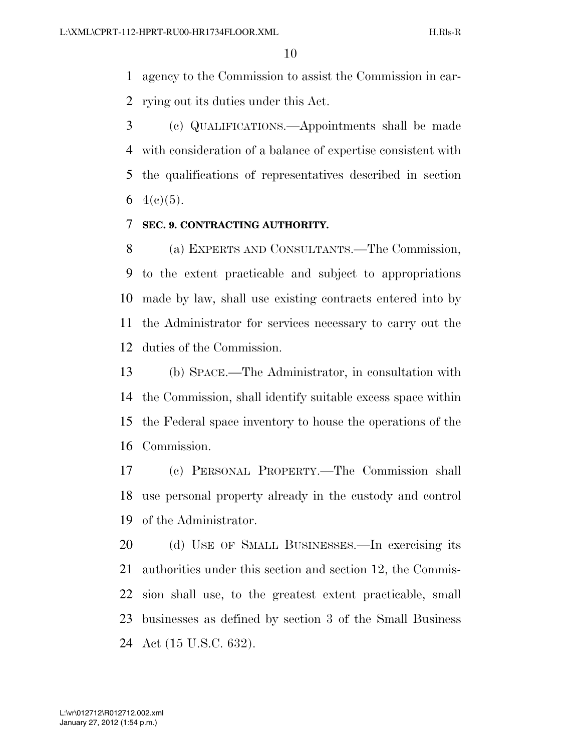agency to the Commission to assist the Commission in carrying out its duties under this Act.

(c) QUALIFICATIONS.—Appointments shall be made with consideration of a balance of expertise consistent with the qualifications of representatives described in section 4(c)(5).

**SEC. 9. CONTRACTING AUTHORITY.**

(a) EXPERTS AND CONSULTANTS.—The Commission, to the extent practicable and subject to appropriations made by law, shall use existing contracts entered into by the Administrator for services necessary to carry out the duties of the Commission.

(b) SPACE.—The Administrator, in consultation with the Commission, shall identify suitable excess space within the Federal space inventory to house the operations of the Commission.

(c) PERSONAL PROPERTY.—The Commission shall use personal property already in the custody and control of the Administrator.

(d) USE OF SMALL BUSINESSES.—In exercising its authorities under this section and section 12, the Commission shall use, to the greatest extent practicable, small businesses as defined by section 3 of the Small Business Act (15 U.S.C. 632).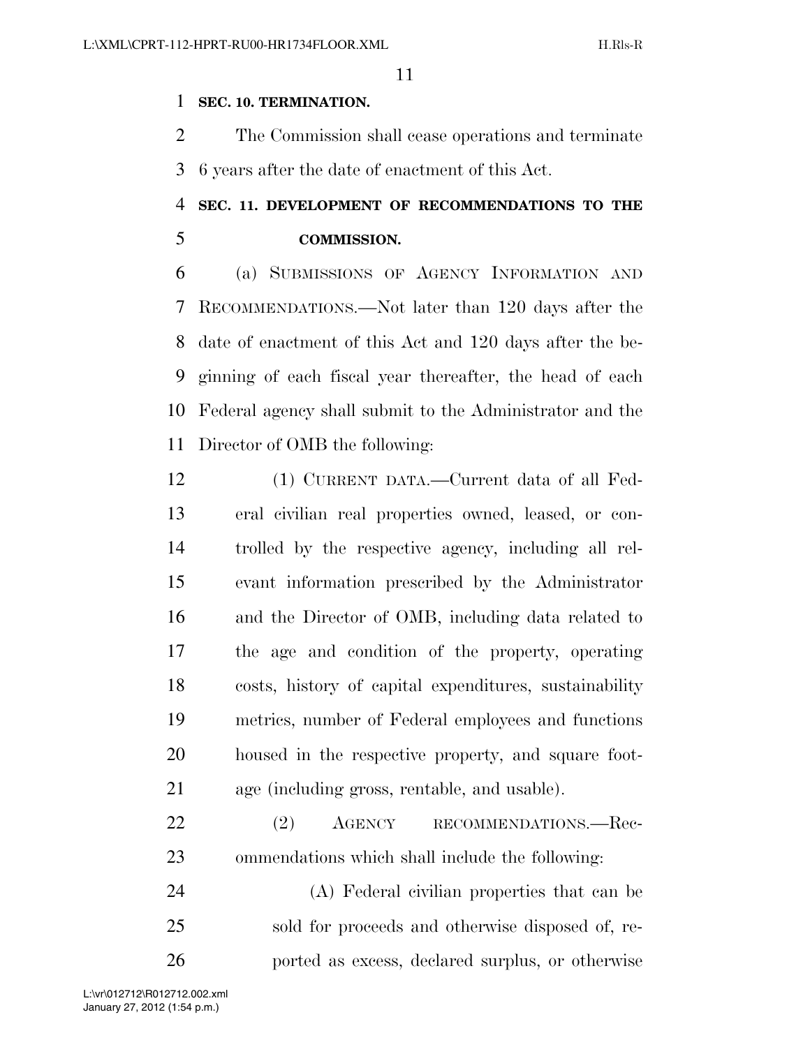**SEC. 10. TERMINATION.**

The Commission shall cease operations and terminate 6 years after the date of enactment of this Act.

**SEC. 11. DEVELOPMENT OF RECOMMENDATIONS TO THE COMMISSION.**

(a) SUBMISSIONS OF AGENCY INFORMATION AND RECOMMENDATIONS.—Not later than 120 days after the date of enactment of this Act and 120 days after the beginning of each fiscal year thereafter, the head of each Federal agency shall submit to the Administrator and the Director of OMB the following:

(1) CURRENT DATA.—Current data of all Federal civilian real properties owned, leased, or controlled by the respective agency, including all relevant information prescribed by the Administrator and the Director of OMB, including data related to the age and condition of the property, operating costs, history of capital expenditures, sustainability metrics, number of Federal employees and functions housed in the respective property, and square footage (including gross, rentable, and usable).

(2) AGENCY RECOMMENDATIONS.—Recommendations which shall include the following:

(A) Federal civilian properties that can be sold for proceeds and otherwise disposed of, reported as excess, declared surplus, or otherwise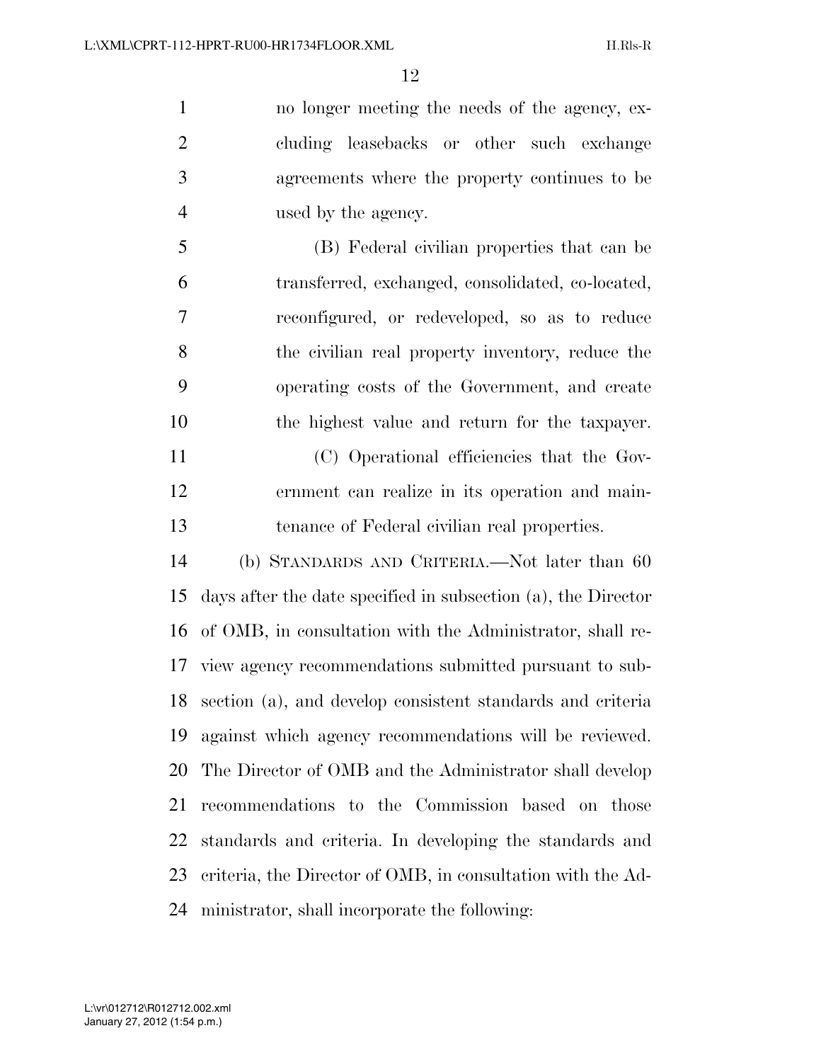no longer meeting the needs of the agency, excluding leasebacks or other such exchange agreements where the property continues to be used by the agency.

(B) Federal civilian properties that can be transferred, exchanged, consolidated, co-located, reconfigured, or redeveloped, so as to reduce the civilian real property inventory, reduce the operating costs of the Government, and create the highest value and return for the taxpayer.

(C) Operational efficiencies that the Government can realize in its operation and maintenance of Federal civilian real properties.

(b) STANDARDS AND CRITERIA.—Not later than 60 days after the date specified in subsection (a), the Director of OMB, in consultation with the Administrator, shall review agency recommendations submitted pursuant to subsection (a), and develop consistent standards and criteria against which agency recommendations will be reviewed. The Director of OMB and the Administrator shall develop recommendations to the Commission based on those standards and criteria. In developing the standards and criteria, the Director of OMB, in consultation with the Administrator, shall incorporate the following: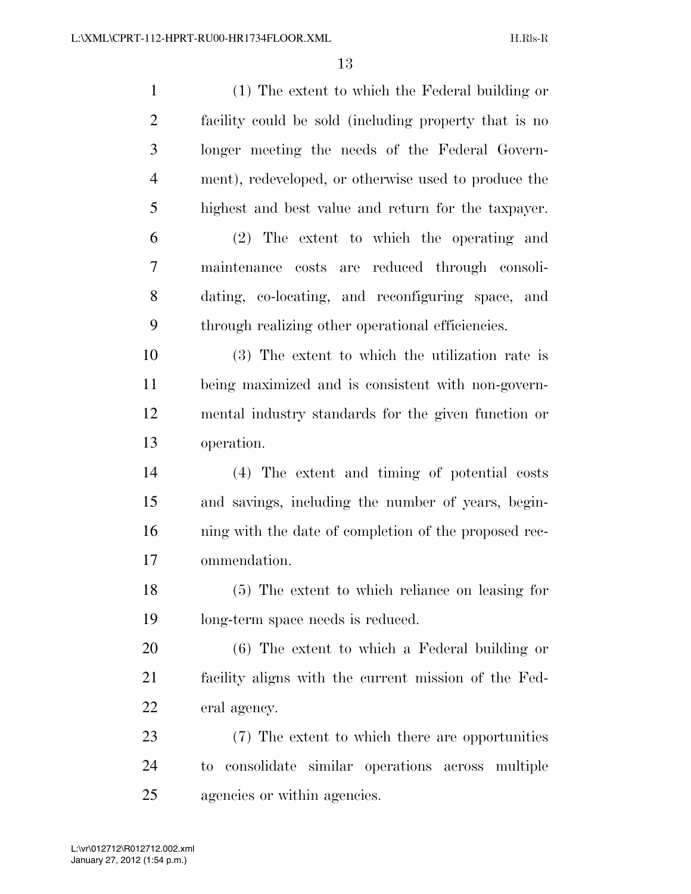(1) The extent to which the Federal building or facility could be sold (including property that is no longer meeting the needs of the Federal Government), redeveloped, or otherwise used to produce the highest and best value and return for the taxpayer.

(2) The extent to which the operating and maintenance costs are reduced through consolidating, co-locating, and reconfiguring space, and through realizing other operational efficiencies.

(3) The extent to which the utilization rate is being maximized and is consistent with non-governmental industry standards for the given function or operation.

(4) The extent and timing of potential costs and savings, including the number of years, beginning with the date of completion of the proposed recommendation.

(5) The extent to which reliance on leasing for long-term space needs is reduced.

(6) The extent to which a Federal building or facility aligns with the current mission of the Federal agency.

(7) The extent to which there are opportunities to consolidate similar operations across multiple agencies or within agencies.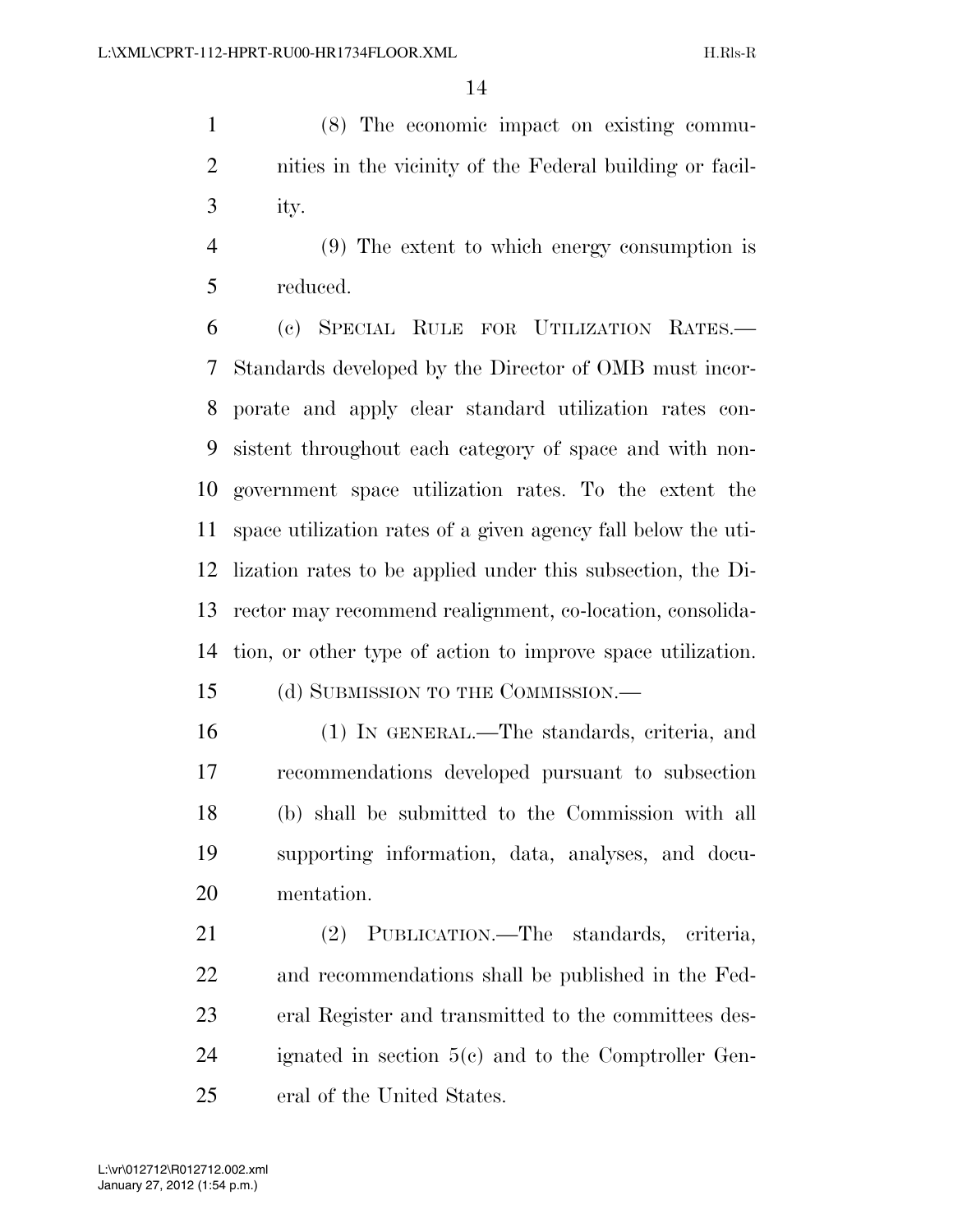(8) The economic impact on existing communities in the vicinity of the Federal building or facility.

(9) The extent to which energy consumption is reduced.

(c) SPECIAL RULE FOR UTILIZATION RATES.—Standards developed by the Director of OMB must incorporate and apply clear standard utilization rates consistent throughout each category of space and with non-government space utilization rates. To the extent the space utilization rates of a given agency fall below the utilization rates to be applied under this subsection, the Director may recommend realignment, co-location, consolidation, or other type of action to improve space utilization.

(d) SUBMISSION TO THE COMMISSION.—

(1) IN GENERAL.—The standards, criteria, and recommendations developed pursuant to subsection (b) shall be submitted to the Commission with all supporting information, data, analyses, and documentation.

(2) PUBLICATION.—The standards, criteria, and recommendations shall be published in the Federal Register and transmitted to the committees designated in section 5(c) and to the Comptroller General of the United States.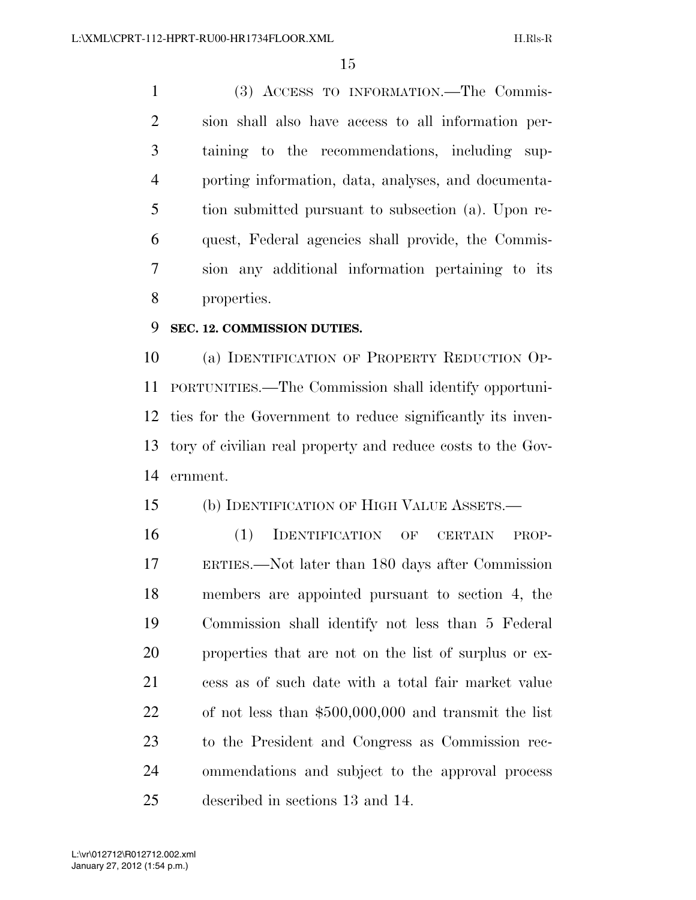(3) ACCESS TO INFORMATION.—The Commission shall also have access to all information pertaining to the recommendations, including supporting information, data, analyses, and documentation submitted pursuant to subsection (a). Upon request, Federal agencies shall provide, the Commission any additional information pertaining to its properties.

**SEC. 12. COMMISSION DUTIES.**

(a) IDENTIFICATION OF PROPERTY REDUCTION OPPORTUNITIES.—The Commission shall identify opportunities for the Government to reduce significantly its inventory of civilian real property and reduce costs to the Government.

(b) IDENTIFICATION OF HIGH VALUE ASSETS.—

(1) IDENTIFICATION OF CERTAIN PROPERTIES.—Not later than 180 days after Commission members are appointed pursuant to section 4, the Commission shall identify not less than 5 Federal properties that are not on the list of surplus or excess as of such date with a total fair market value of not less than $500,000,000 and transmit the list to the President and Congress as Commission recommendations and subject to the approval process described in sections 13 and 14.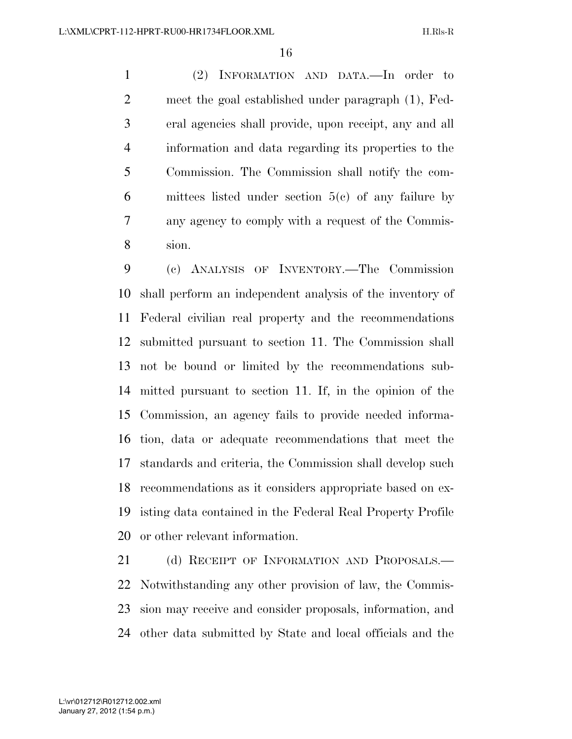(2) INFORMATION AND DATA.—In order to meet the goal established under paragraph (1), Federal agencies shall provide, upon receipt, any and all information and data regarding its properties to the Commission. The Commission shall notify the committees listed under section 5(c) of any failure by any agency to comply with a request of the Commission.

(c) ANALYSIS OF INVENTORY.—The Commission shall perform an independent analysis of the inventory of Federal civilian real property and the recommendations submitted pursuant to section 11. The Commission shall not be bound or limited by the recommendations submitted pursuant to section 11. If, in the opinion of the Commission, an agency fails to provide needed information, data or adequate recommendations that meet the standards and criteria, the Commission shall develop such recommendations as it considers appropriate based on existing data contained in the Federal Real Property Profile or other relevant information.

(d) RECEIPT OF INFORMATION AND PROPOSALS.—Notwithstanding any other provision of law, the Commission may receive and consider proposals, information, and other data submitted by State and local officials and the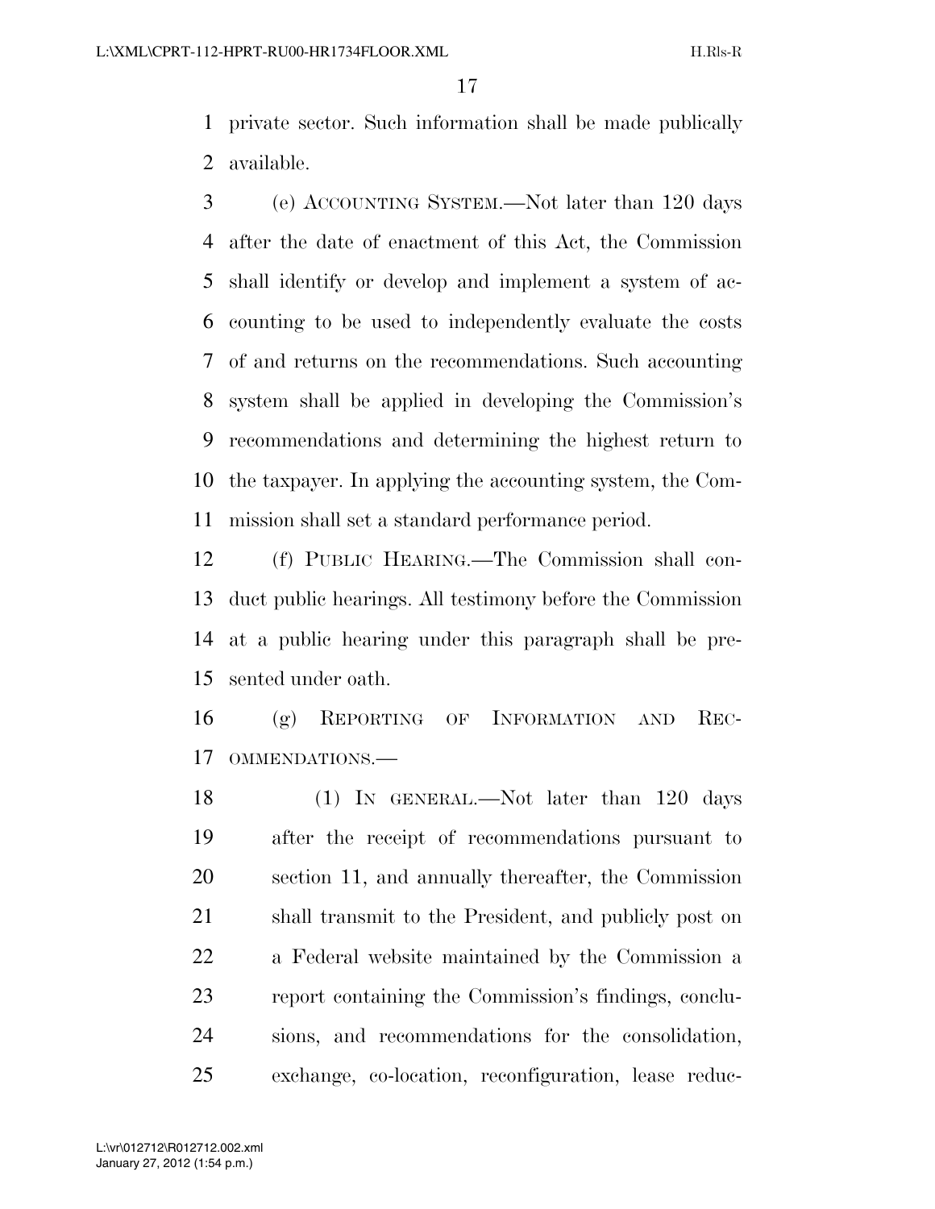private sector. Such information shall be made publically available.

(e) ACCOUNTING SYSTEM.—Not later than 120 days after the date of enactment of this Act, the Commission shall identify or develop and implement a system of accounting to be used to independently evaluate the costs of and returns on the recommendations. Such accounting system shall be applied in developing the Commission's recommendations and determining the highest return to the taxpayer. In applying the accounting system, the Commission shall set a standard performance period.

(f) PUBLIC HEARING.—The Commission shall conduct public hearings. All testimony before the Commission at a public hearing under this paragraph shall be presented under oath.

(g) REPORTING OF INFORMATION AND RECOMMENDATIONS.—

(1) IN GENERAL.—Not later than 120 days after the receipt of recommendations pursuant to section 11, and annually thereafter, the Commission shall transmit to the President, and publicly post on a Federal website maintained by the Commission a report containing the Commission's findings, conclusions, and recommendations for the consolidation, exchange, co-location, reconfiguration, lease reduc-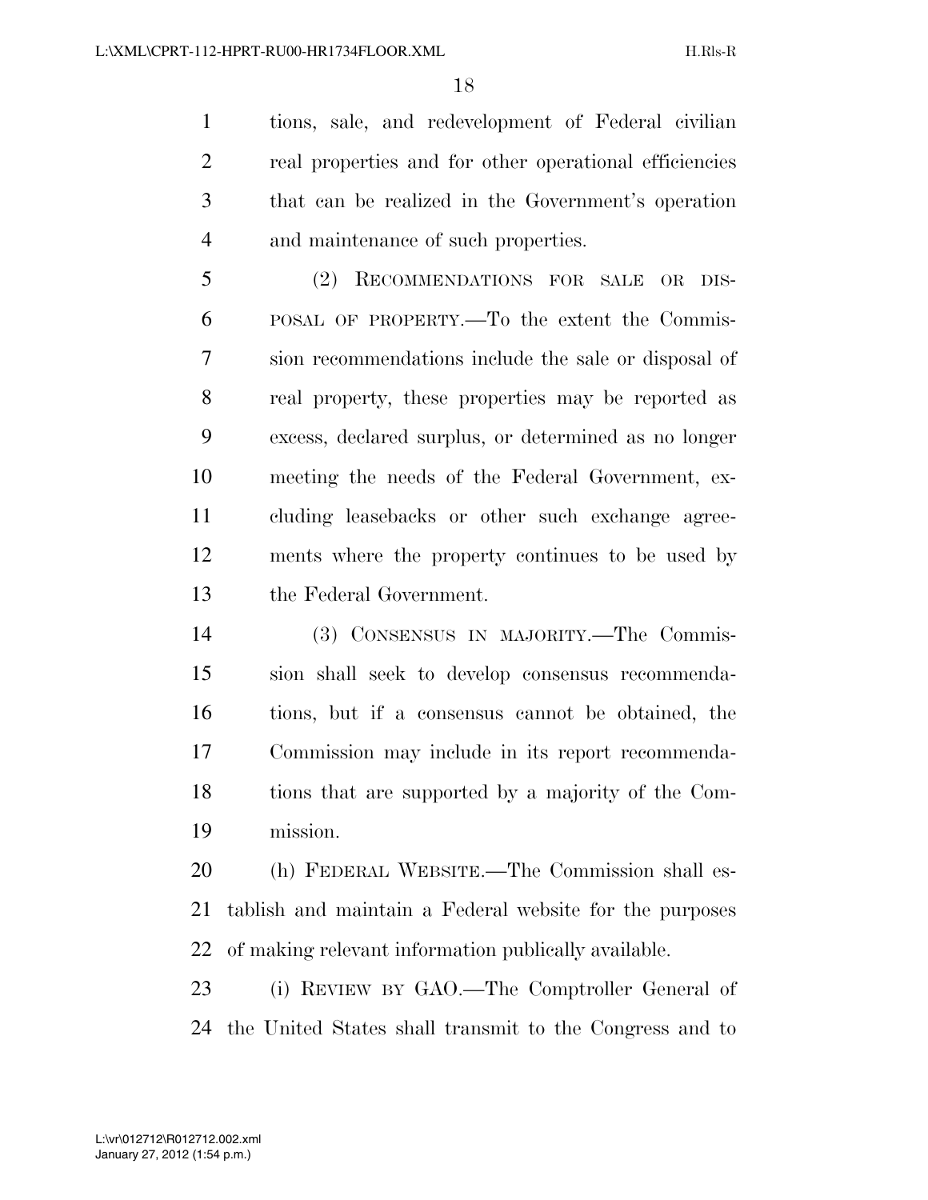tions, sale, and redevelopment of Federal civilian real properties and for other operational efficiencies that can be realized in the Government's operation and maintenance of such properties.

(2) RECOMMENDATIONS FOR SALE OR DISPOSAL OF PROPERTY.—To the extent the Commission recommendations include the sale or disposal of real property, these properties may be reported as excess, declared surplus, or determined as no longer meeting the needs of the Federal Government, excluding leasebacks or other such exchange agreements where the property continues to be used by the Federal Government.

(3) CONSENSUS IN MAJORITY.—The Commission shall seek to develop consensus recommendations, but if a consensus cannot be obtained, the Commission may include in its report recommendations that are supported by a majority of the Commission.

(h) FEDERAL WEBSITE.—The Commission shall establish and maintain a Federal website for the purposes of making relevant information publically available.

(i) REVIEW BY GAO.—The Comptroller General of the United States shall transmit to the Congress and to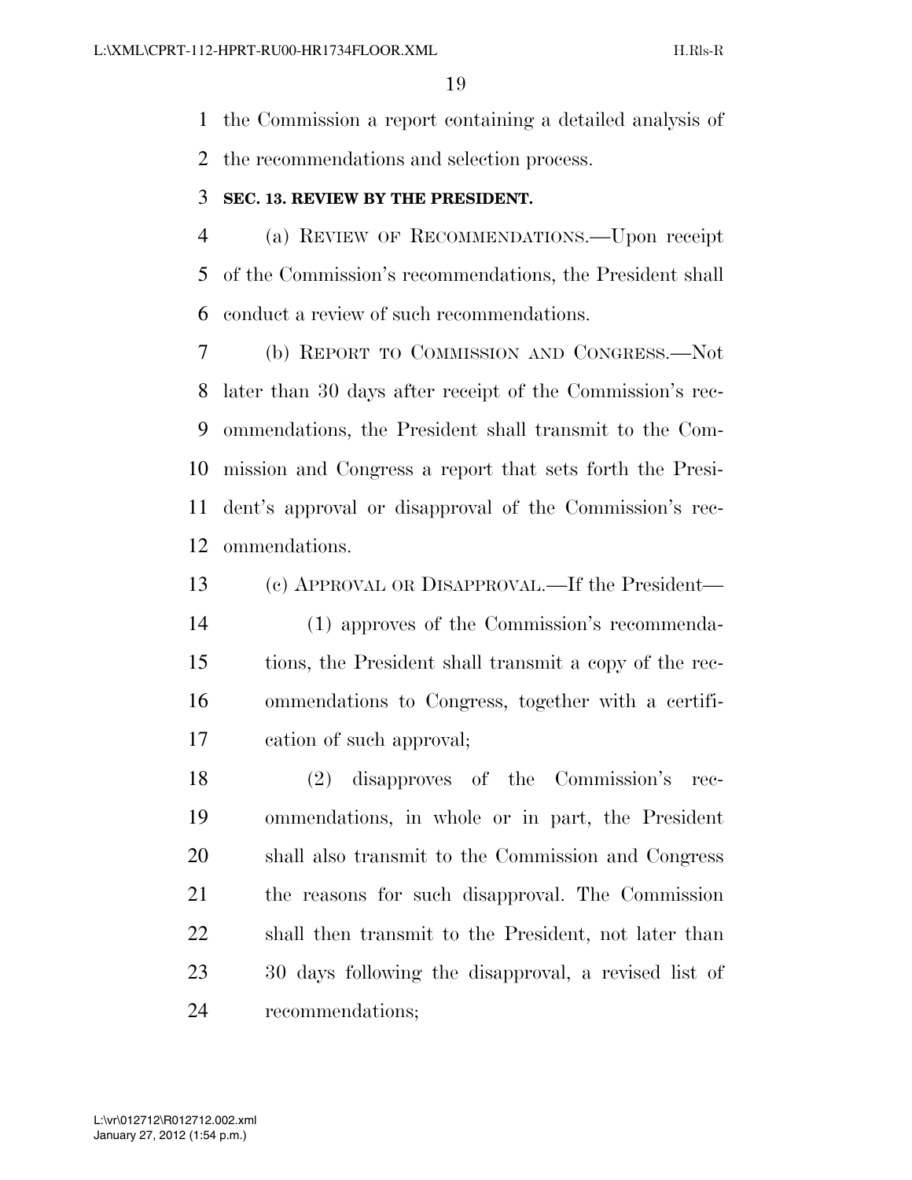the Commission a report containing a detailed analysis of the recommendations and selection process.

**SEC. 13. REVIEW BY THE PRESIDENT.**

(a) REVIEW OF RECOMMENDATIONS.—Upon receipt of the Commission's recommendations, the President shall conduct a review of such recommendations.

(b) REPORT TO COMMISSION AND CONGRESS.—Not later than 30 days after receipt of the Commission's recommendations, the President shall transmit to the Commission and Congress a report that sets forth the President's approval or disapproval of the Commission's recommendations.

(c) APPROVAL OR DISAPPROVAL.—If the President—

(1) approves of the Commission's recommendations, the President shall transmit a copy of the recommendations to Congress, together with a certification of such approval;

(2) disapproves of the Commission's recommendations, in whole or in part, the President shall also transmit to the Commission and Congress the reasons for such disapproval. The Commission shall then transmit to the President, not later than 30 days following the disapproval, a revised list of recommendations;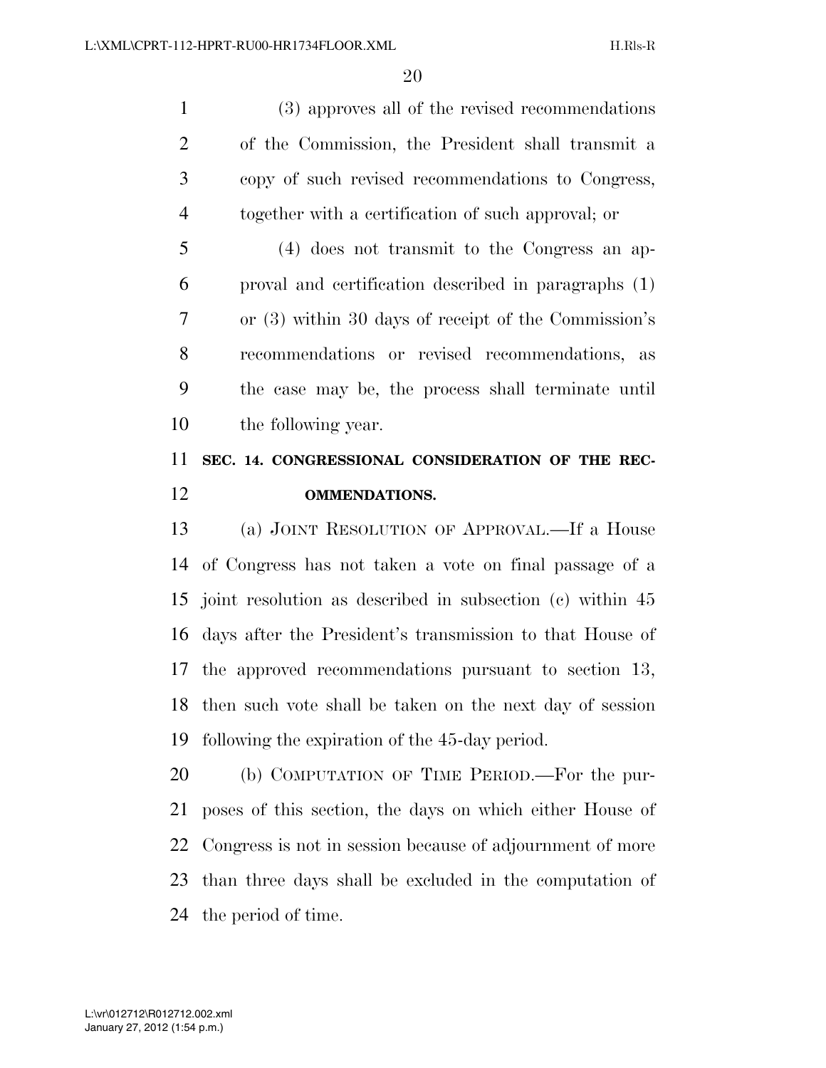(3) approves all of the revised recommendations of the Commission, the President shall transmit a copy of such revised recommendations to Congress, together with a certification of such approval; or

(4) does not transmit to the Congress an approval and certification described in paragraphs (1) or (3) within 30 days of receipt of the Commission's recommendations or revised recommendations, as the case may be, the process shall terminate until the following year.

## SEC. 14. CONGRESSIONAL CONSIDERATION OF THE RECOMMENDATIONS.

(a) JOINT RESOLUTION OF APPROVAL.—If a House of Congress has not taken a vote on final passage of a joint resolution as described in subsection (c) within 45 days after the President's transmission to that House of the approved recommendations pursuant to section 13, then such vote shall be taken on the next day of session following the expiration of the 45-day period.

(b) COMPUTATION OF TIME PERIOD.—For the purposes of this section, the days on which either House of Congress is not in session because of adjournment of more than three days shall be excluded in the computation of the period of time.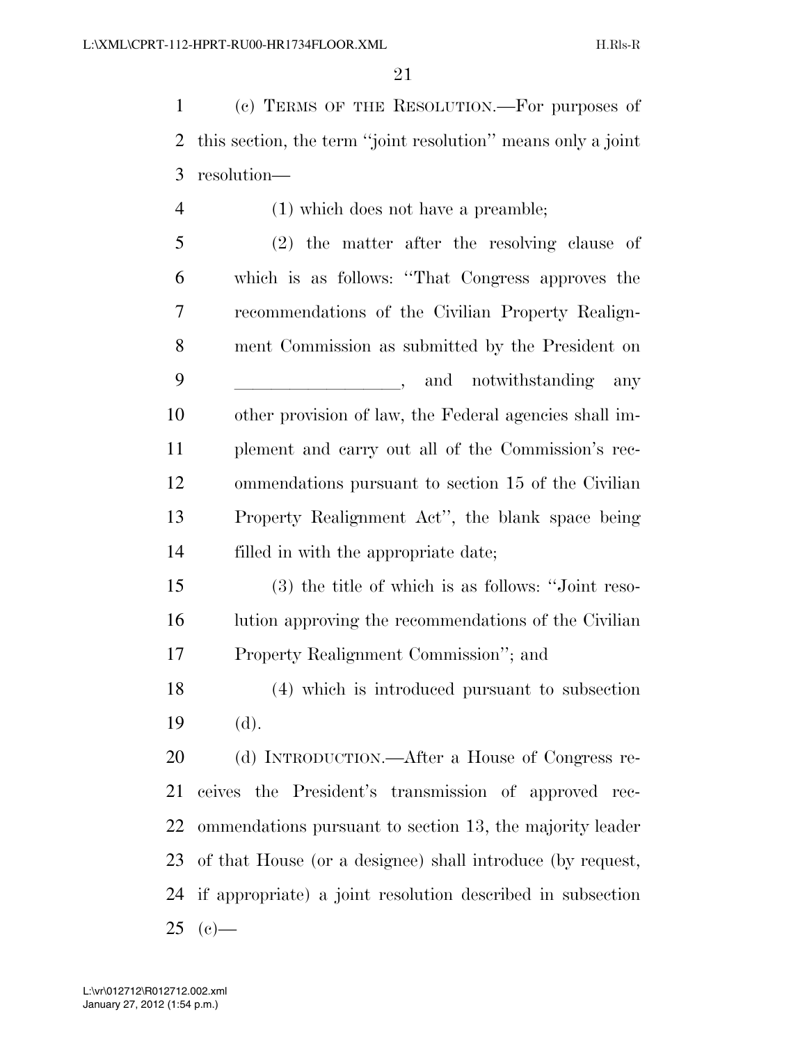(c) TERMS OF THE RESOLUTION.—For purposes of this section, the term ''joint resolution'' means only a joint resolution—

(1) which does not have a preamble;

(2) the matter after the resolving clause of which is as follows: ''That Congress approves the recommendations of the Civilian Property Realignment Commission as submitted by the President on \_\_\_\_\_\_\_\_\_\_\_\_\_\_\_\_\_\_, and notwithstanding any other provision of law, the Federal agencies shall implement and carry out all of the Commission's recommendations pursuant to section 15 of the Civilian Property Realignment Act'', the blank space being filled in with the appropriate date;

(3) the title of which is as follows: ''Joint resolution approving the recommendations of the Civilian Property Realignment Commission''; and

(4) which is introduced pursuant to subsection (d).

(d) INTRODUCTION.—After a House of Congress receives the President's transmission of approved recommendations pursuant to section 13, the majority leader of that House (or a designee) shall introduce (by request, if appropriate) a joint resolution described in subsection (c)—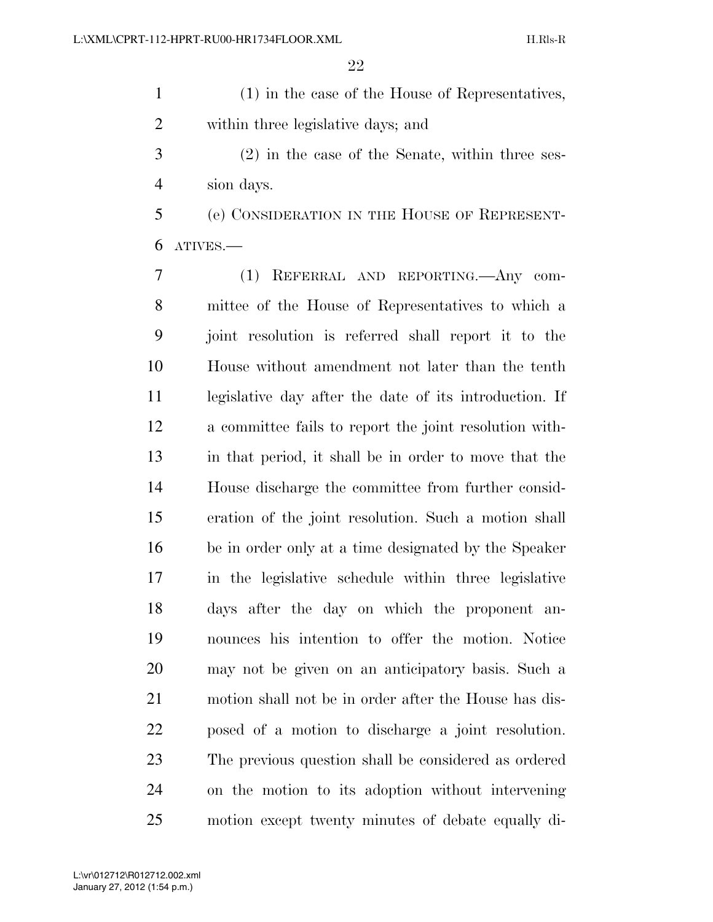(1) in the case of the House of Representatives, within three legislative days; and

(2) in the case of the Senate, within three session days.

(e) CONSIDERATION IN THE HOUSE OF REPRESENTATIVES.—

(1) REFERRAL AND REPORTING.—Any committee of the House of Representatives to which a joint resolution is referred shall report it to the House without amendment not later than the tenth legislative day after the date of its introduction. If a committee fails to report the joint resolution within that period, it shall be in order to move that the House discharge the committee from further consideration of the joint resolution. Such a motion shall be in order only at a time designated by the Speaker in the legislative schedule within three legislative days after the day on which the proponent announces his intention to offer the motion. Notice may not be given on an anticipatory basis. Such a motion shall not be in order after the House has disposed of a motion to discharge a joint resolution. The previous question shall be considered as ordered on the motion to its adoption without intervening motion except twenty minutes of debate equally di-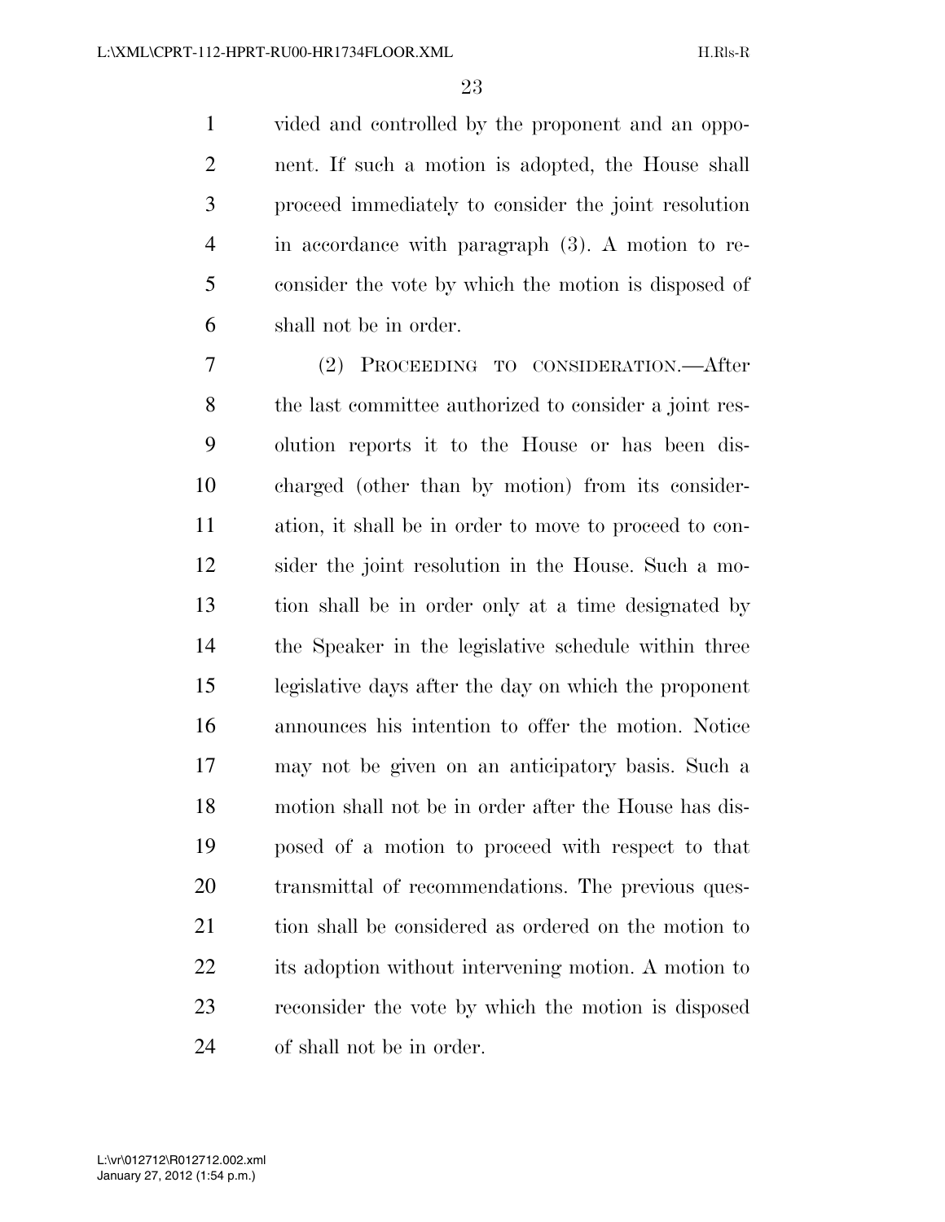vided and controlled by the proponent and an opponent. If such a motion is adopted, the House shall proceed immediately to consider the joint resolution in accordance with paragraph (3). A motion to reconsider the vote by which the motion is disposed of shall not be in order.

(2) PROCEEDING TO CONSIDERATION.—After the last committee authorized to consider a joint resolution reports it to the House or has been discharged (other than by motion) from its consideration, it shall be in order to move to proceed to consider the joint resolution in the House. Such a motion shall be in order only at a time designated by the Speaker in the legislative schedule within three legislative days after the day on which the proponent announces his intention to offer the motion. Notice may not be given on an anticipatory basis. Such a motion shall not be in order after the House has disposed of a motion to proceed with respect to that transmittal of recommendations. The previous question shall be considered as ordered on the motion to its adoption without intervening motion. A motion to reconsider the vote by which the motion is disposed of shall not be in order.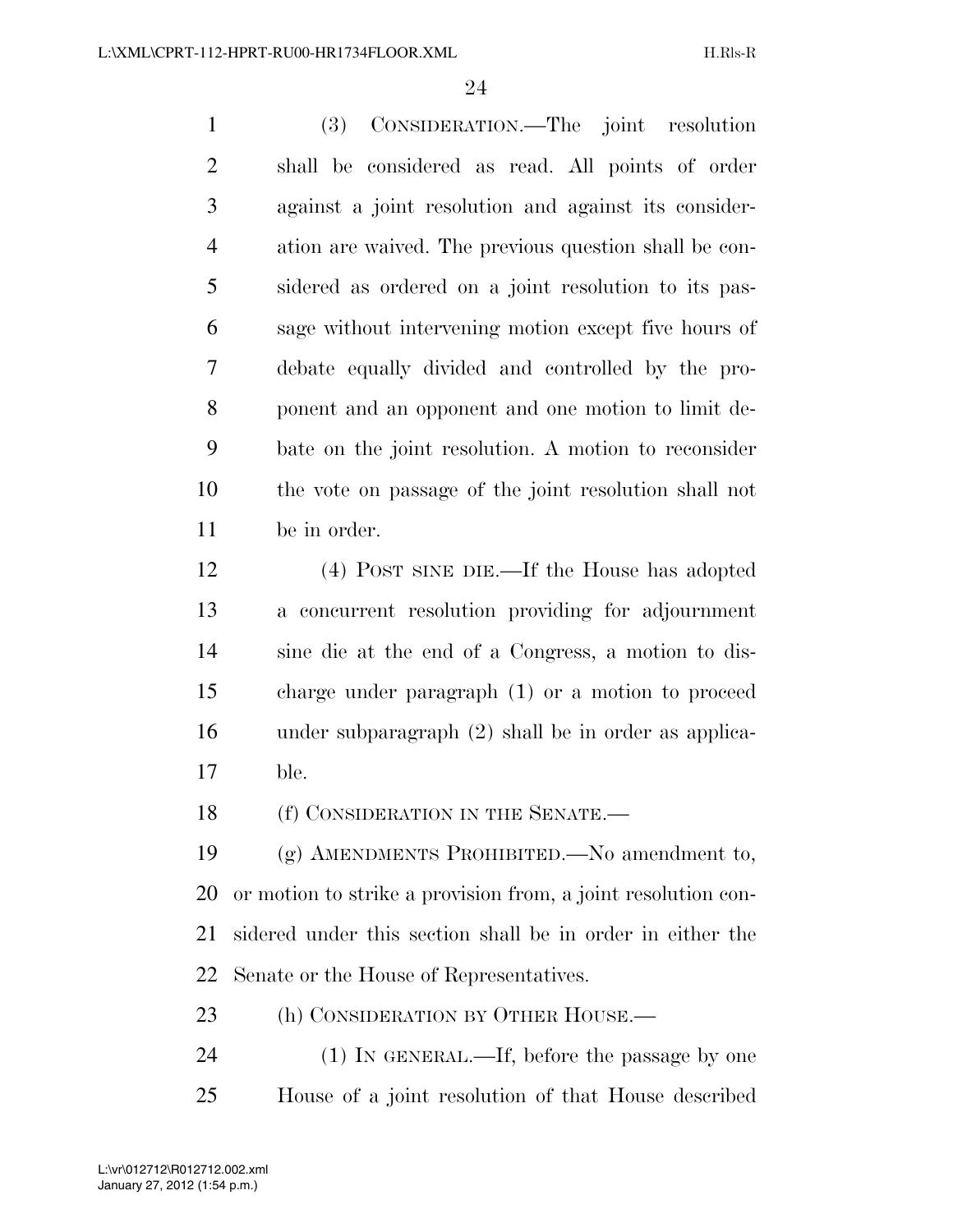(3) CONSIDERATION.—The joint resolution shall be considered as read. All points of order against a joint resolution and against its consideration are waived. The previous question shall be considered as ordered on a joint resolution to its passage without intervening motion except five hours of debate equally divided and controlled by the proponent and an opponent and one motion to limit debate on the joint resolution. A motion to reconsider the vote on passage of the joint resolution shall not be in order.

(4) POST SINE DIE.—If the House has adopted a concurrent resolution providing for adjournment sine die at the end of a Congress, a motion to discharge under paragraph (1) or a motion to proceed under subparagraph (2) shall be in order as applicable.

(f) CONSIDERATION IN THE SENATE.—

(g) AMENDMENTS PROHIBITED.—No amendment to, or motion to strike a provision from, a joint resolution considered under this section shall be in order in either the Senate or the House of Representatives.

(h) CONSIDERATION BY OTHER HOUSE.—

(1) IN GENERAL.—If, before the passage by one House of a joint resolution of that House described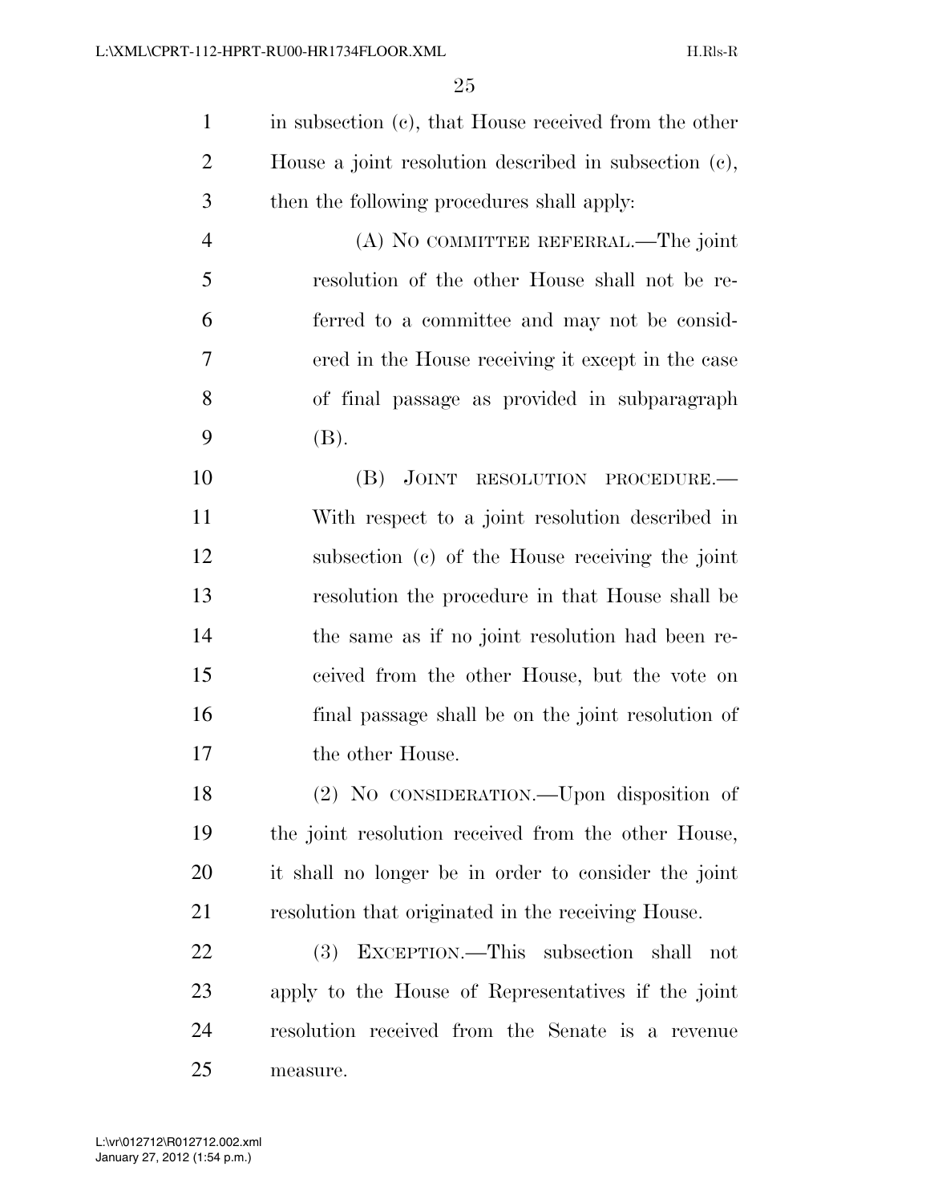in subsection (c), that House received from the other House a joint resolution described in subsection (c), then the following procedures shall apply:

(A) NO COMMITTEE REFERRAL.—The joint resolution of the other House shall not be referred to a committee and may not be considered in the House receiving it except in the case of final passage as provided in subparagraph (B).

(B) JOINT RESOLUTION PROCEDURE.—With respect to a joint resolution described in subsection (c) of the House receiving the joint resolution the procedure in that House shall be the same as if no joint resolution had been received from the other House, but the vote on final passage shall be on the joint resolution of the other House.

(2) NO CONSIDERATION.—Upon disposition of the joint resolution received from the other House, it shall no longer be in order to consider the joint resolution that originated in the receiving House.

(3) EXCEPTION.—This subsection shall not apply to the House of Representatives if the joint resolution received from the Senate is a revenue measure.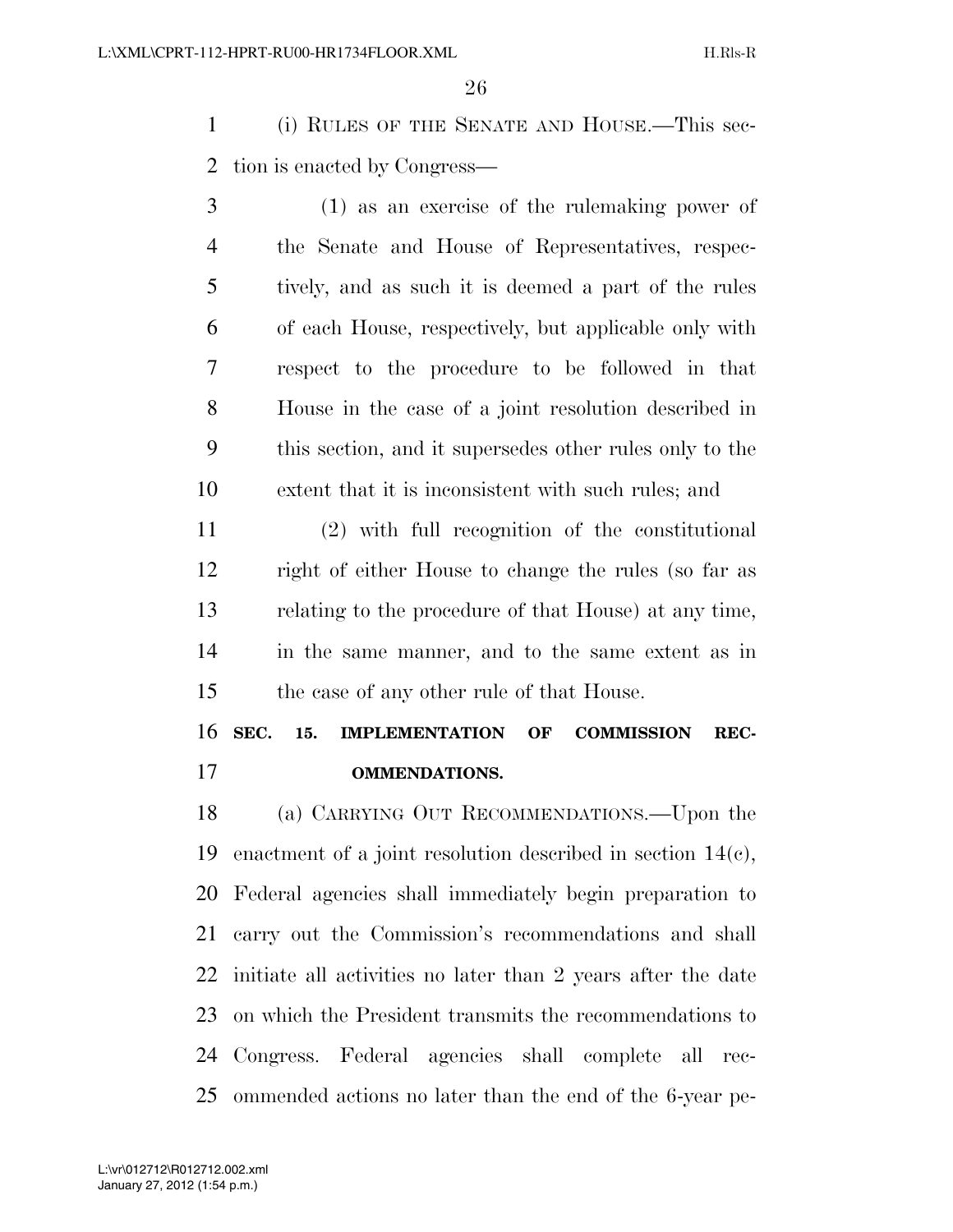(i) RULES OF THE SENATE AND HOUSE.—This section is enacted by Congress—

(1) as an exercise of the rulemaking power of the Senate and House of Representatives, respectively, and as such it is deemed a part of the rules of each House, respectively, but applicable only with respect to the procedure to be followed in that House in the case of a joint resolution described in this section, and it supersedes other rules only to the extent that it is inconsistent with such rules; and

(2) with full recognition of the constitutional right of either House to change the rules (so far as relating to the procedure of that House) at any time, in the same manner, and to the same extent as in the case of any other rule of that House.

### SEC. 15. IMPLEMENTATION OF COMMISSION RECOMMENDATIONS.

(a) CARRYING OUT RECOMMENDATIONS.—Upon the enactment of a joint resolution described in section 14(c), Federal agencies shall immediately begin preparation to carry out the Commission's recommendations and shall initiate all activities no later than 2 years after the date on which the President transmits the recommendations to Congress. Federal agencies shall complete all recommended actions no later than the end of the 6-year pe-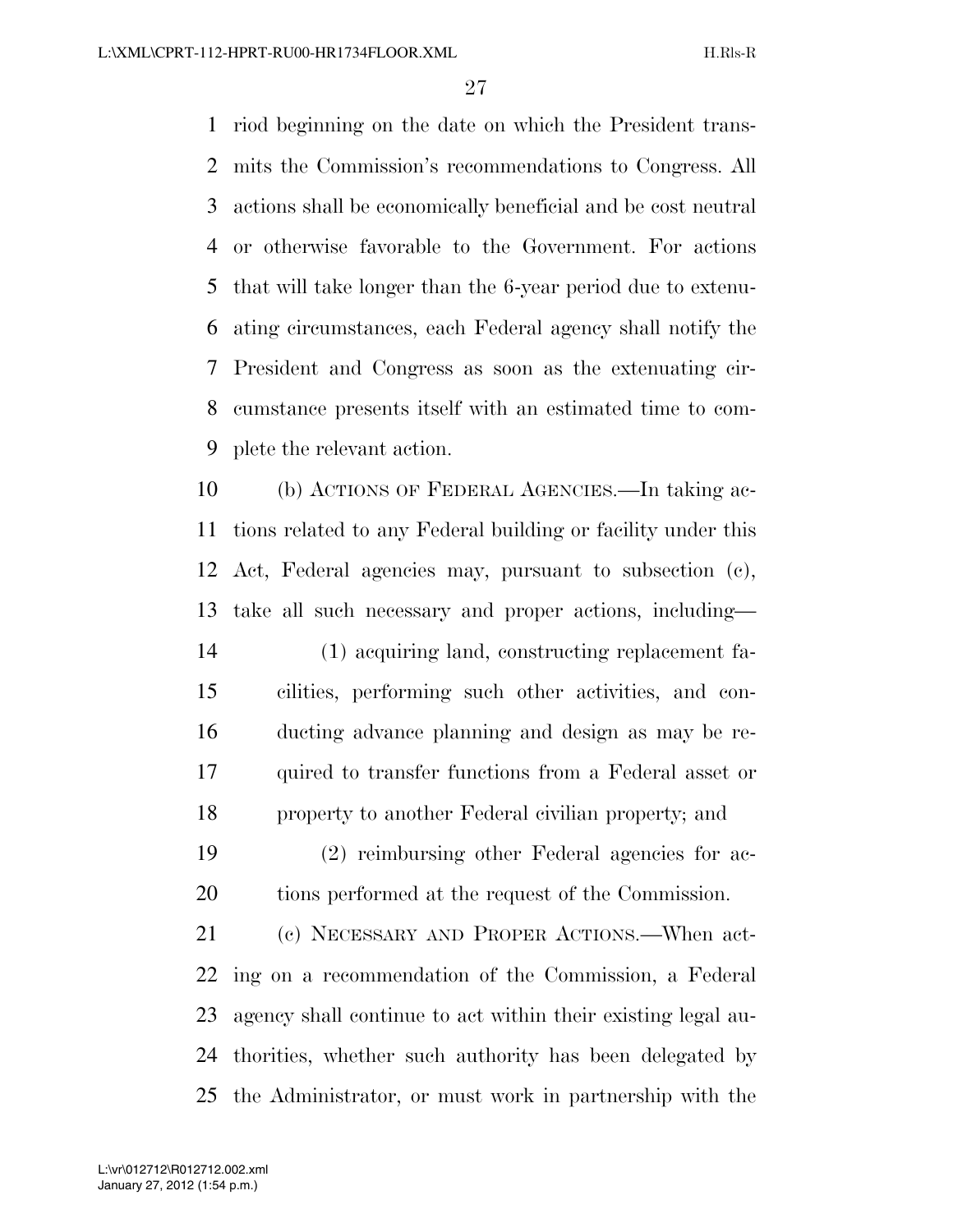riod beginning on the date on which the President transmits the Commission's recommendations to Congress. All actions shall be economically beneficial and be cost neutral or otherwise favorable to the Government. For actions that will take longer than the 6-year period due to extenuating circumstances, each Federal agency shall notify the President and Congress as soon as the extenuating circumstance presents itself with an estimated time to complete the relevant action.

(b) ACTIONS OF FEDERAL AGENCIES.—In taking actions related to any Federal building or facility under this Act, Federal agencies may, pursuant to subsection (c), take all such necessary and proper actions, including—

(1) acquiring land, constructing replacement facilities, performing such other activities, and conducting advance planning and design as may be required to transfer functions from a Federal asset or property to another Federal civilian property; and

(2) reimbursing other Federal agencies for actions performed at the request of the Commission.

(c) NECESSARY AND PROPER ACTIONS.—When acting on a recommendation of the Commission, a Federal agency shall continue to act within their existing legal authorities, whether such authority has been delegated by the Administrator, or must work in partnership with the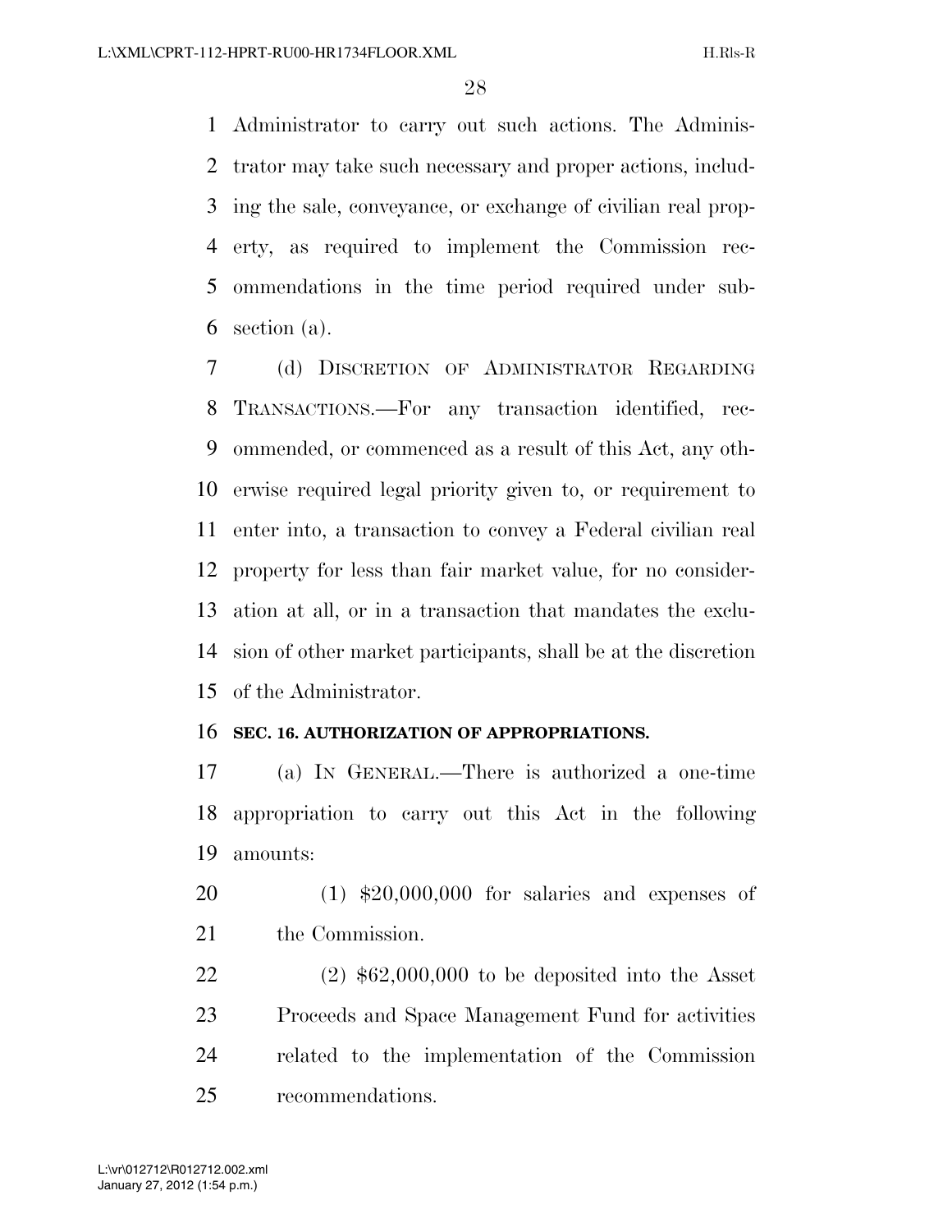Administrator to carry out such actions. The Administrator may take such necessary and proper actions, including the sale, conveyance, or exchange of civilian real property, as required to implement the Commission recommendations in the time period required under subsection (a).

(d) DISCRETION OF ADMINISTRATOR REGARDING TRANSACTIONS.—For any transaction identified, recommended, or commenced as a result of this Act, any otherwise required legal priority given to, or requirement to enter into, a transaction to convey a Federal civilian real property for less than fair market value, for no consideration at all, or in a transaction that mandates the exclusion of other market participants, shall be at the discretion of the Administrator.

**SEC. 16. AUTHORIZATION OF APPROPRIATIONS.**

(a) IN GENERAL.—There is authorized a one-time appropriation to carry out this Act in the following amounts:

(1) $20,000,000 for salaries and expenses of the Commission.

(2) $62,000,000 to be deposited into the Asset Proceeds and Space Management Fund for activities related to the implementation of the Commission recommendations.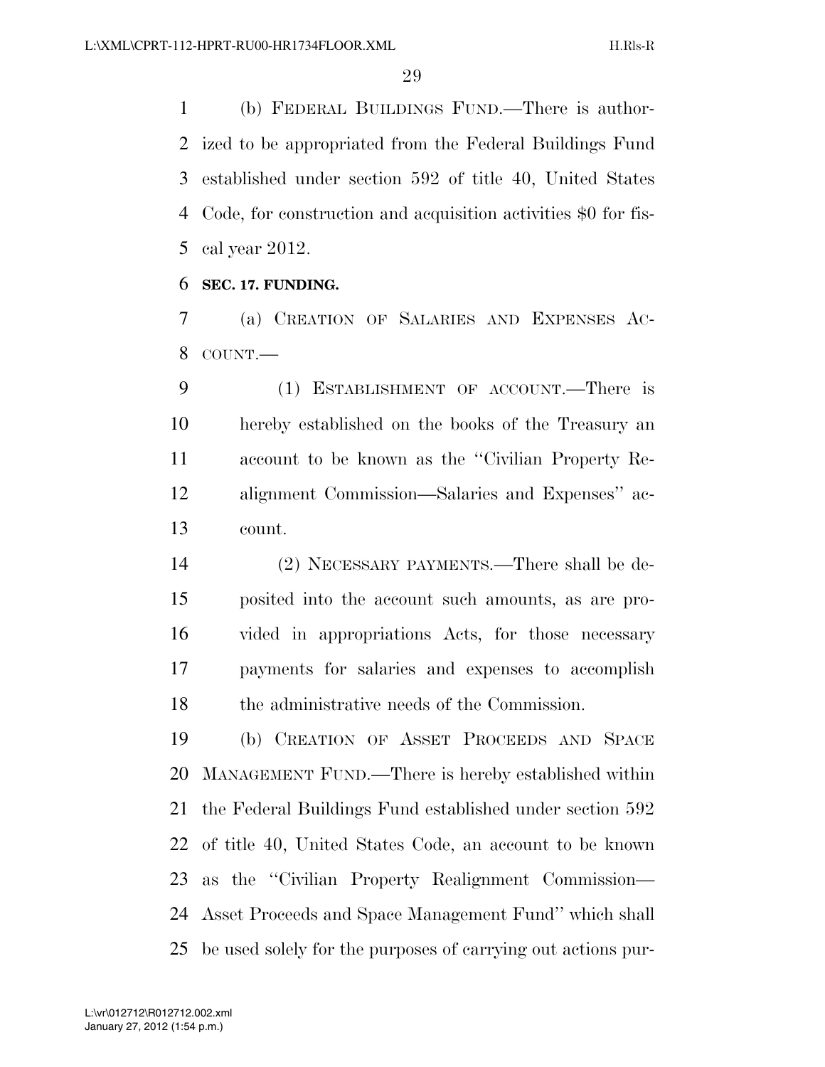(b) FEDERAL BUILDINGS FUND.—There is authorized to be appropriated from the Federal Buildings Fund established under section 592 of title 40, United States Code, for construction and acquisition activities $0 for fiscal year 2012.

**SEC. 17. FUNDING.**

(a) CREATION OF SALARIES AND EXPENSES ACCOUNT.—

(1) ESTABLISHMENT OF ACCOUNT.—There is hereby established on the books of the Treasury an account to be known as the ''Civilian Property Realignment Commission—Salaries and Expenses'' account.

(2) NECESSARY PAYMENTS.—There shall be deposited into the account such amounts, as are provided in appropriations Acts, for those necessary payments for salaries and expenses to accomplish the administrative needs of the Commission.

(b) CREATION OF ASSET PROCEEDS AND SPACE MANAGEMENT FUND.—There is hereby established within the Federal Buildings Fund established under section 592 of title 40, United States Code, an account to be known as the ''Civilian Property Realignment Commission—Asset Proceeds and Space Management Fund'' which shall be used solely for the purposes of carrying out actions pur-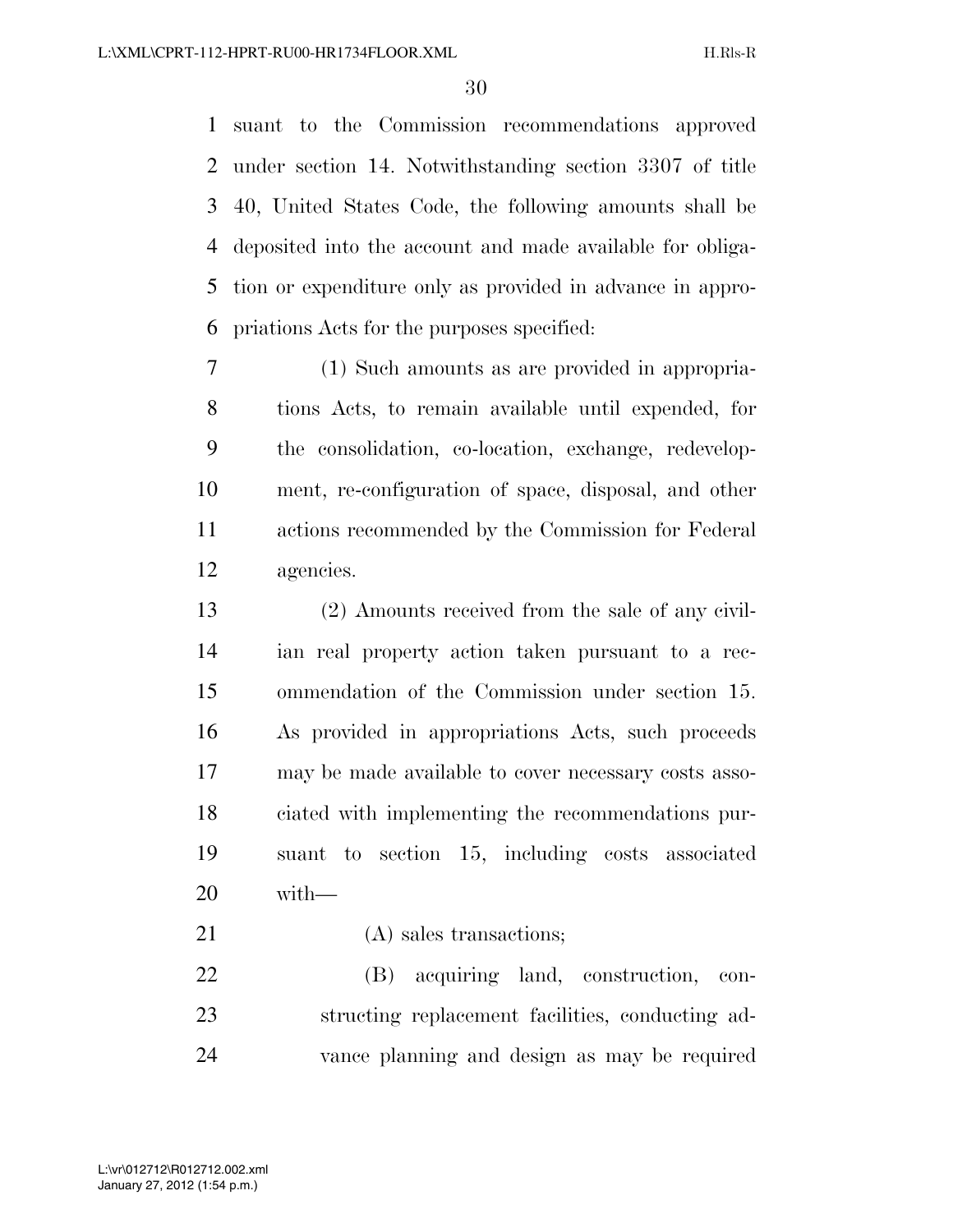suant to the Commission recommendations approved under section 14. Notwithstanding section 3307 of title 40, United States Code, the following amounts shall be deposited into the account and made available for obligation or expenditure only as provided in advance in appropriations Acts for the purposes specified:

(1) Such amounts as are provided in appropriations Acts, to remain available until expended, for the consolidation, co-location, exchange, redevelopment, re-configuration of space, disposal, and other actions recommended by the Commission for Federal agencies.

(2) Amounts received from the sale of any civilian real property action taken pursuant to a recommendation of the Commission under section 15. As provided in appropriations Acts, such proceeds may be made available to cover necessary costs associated with implementing the recommendations pursuant to section 15, including costs associated with—

(A) sales transactions;

(B) acquiring land, construction, constructing replacement facilities, conducting advance planning and design as may be required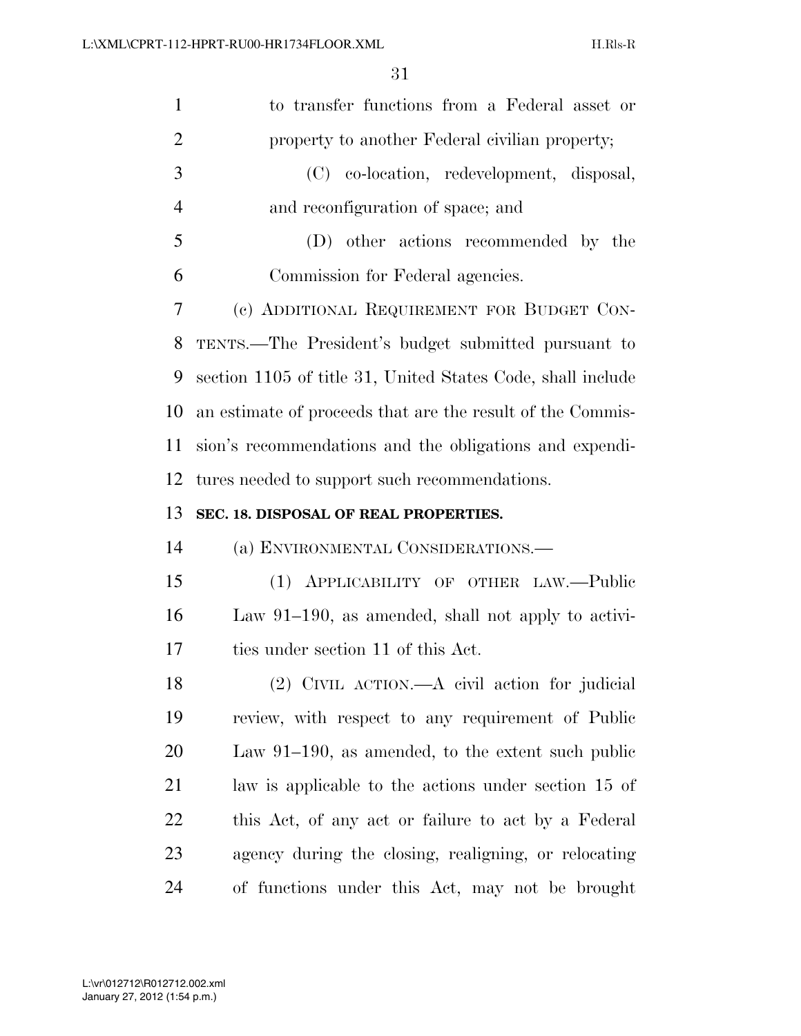to transfer functions from a Federal asset or property to another Federal civilian property;

(C) co-location, redevelopment, disposal, and reconfiguration of space; and

(D) other actions recommended by the Commission for Federal agencies.

(c) ADDITIONAL REQUIREMENT FOR BUDGET CONTENTS.—The President's budget submitted pursuant to section 1105 of title 31, United States Code, shall include an estimate of proceeds that are the result of the Commission's recommendations and the obligations and expenditures needed to support such recommendations.

**SEC. 18. DISPOSAL OF REAL PROPERTIES.**

(a) ENVIRONMENTAL CONSIDERATIONS.—

(1) APPLICABILITY OF OTHER LAW.—Public Law 91–190, as amended, shall not apply to activities under section 11 of this Act.

(2) CIVIL ACTION.—A civil action for judicial review, with respect to any requirement of Public Law 91–190, as amended, to the extent such public law is applicable to the actions under section 15 of this Act, of any act or failure to act by a Federal agency during the closing, realigning, or relocating of functions under this Act, may not be brought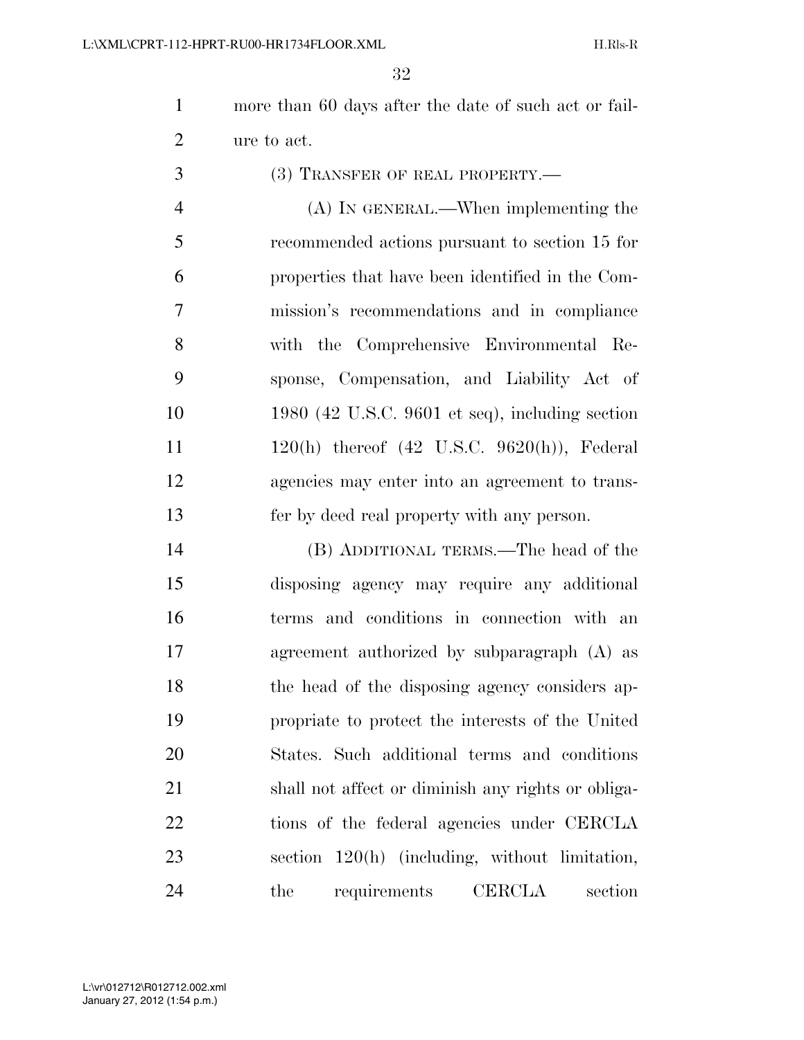more than 60 days after the date of such act or failure to act.

(3) TRANSFER OF REAL PROPERTY.—

(A) IN GENERAL.—When implementing the recommended actions pursuant to section 15 for properties that have been identified in the Commission's recommendations and in compliance with the Comprehensive Environmental Response, Compensation, and Liability Act of 1980 (42 U.S.C. 9601 et seq), including section 120(h) thereof (42 U.S.C. 9620(h)), Federal agencies may enter into an agreement to transfer by deed real property with any person.

(B) ADDITIONAL TERMS.—The head of the disposing agency may require any additional terms and conditions in connection with an agreement authorized by subparagraph (A) as the head of the disposing agency considers appropriate to protect the interests of the United States. Such additional terms and conditions shall not affect or diminish any rights or obligations of the federal agencies under CERCLA section 120(h) (including, without limitation, the requirements CERCLA section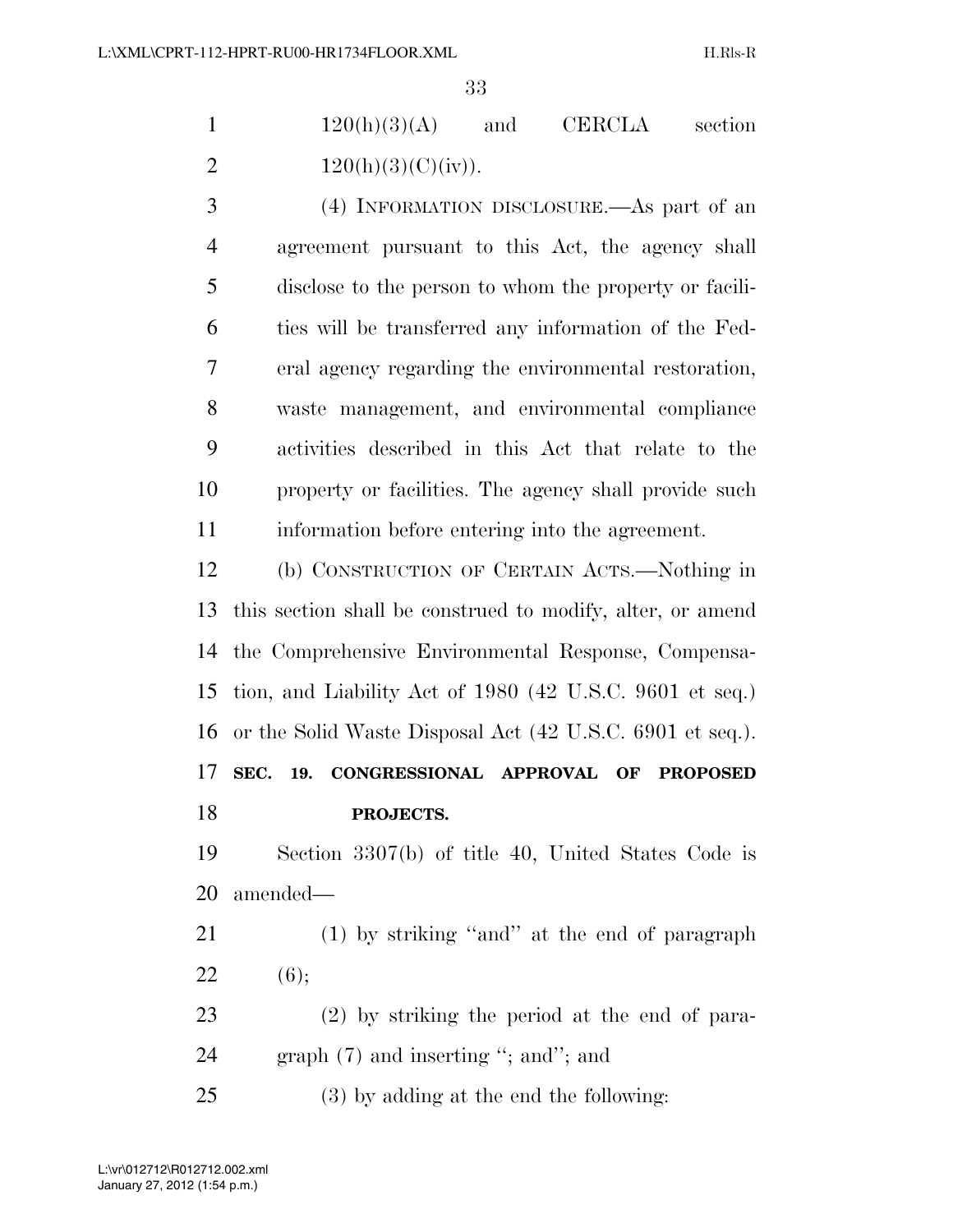120(h)(3)(A) and CERCLA section 120(h)(3)(C)(iv)).

(4) INFORMATION DISCLOSURE.—As part of an agreement pursuant to this Act, the agency shall disclose to the person to whom the property or facilities will be transferred any information of the Federal agency regarding the environmental restoration, waste management, and environmental compliance activities described in this Act that relate to the property or facilities. The agency shall provide such information before entering into the agreement.

(b) CONSTRUCTION OF CERTAIN ACTS.—Nothing in this section shall be construed to modify, alter, or amend the Comprehensive Environmental Response, Compensation, and Liability Act of 1980 (42 U.S.C. 9601 et seq.) or the Solid Waste Disposal Act (42 U.S.C. 6901 et seq.).

### SEC. 19. CONGRESSIONAL APPROVAL OF PROPOSED PROJECTS.

Section 3307(b) of title 40, United States Code is amended—

(1) by striking ''and'' at the end of paragraph (6);

(2) by striking the period at the end of paragraph (7) and inserting ''; and''; and

(3) by adding at the end the following: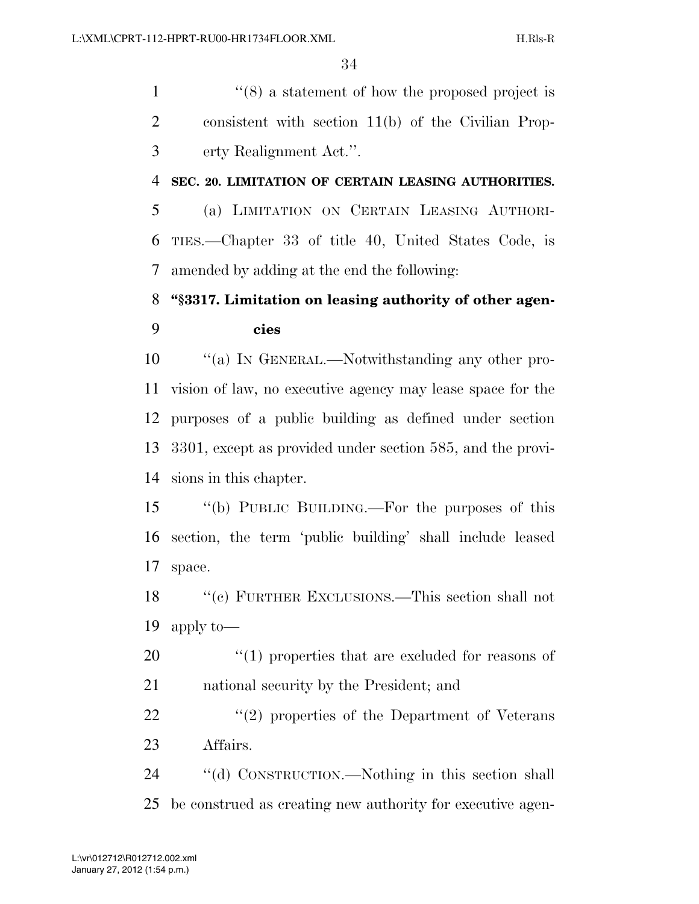''(8) a statement of how the proposed project is consistent with section 11(b) of the Civilian Property Realignment Act.''.

**SEC. 20. LIMITATION OF CERTAIN LEASING AUTHORITIES.**

(a) LIMITATION ON CERTAIN LEASING AUTHORITIES.—Chapter 33 of title 40, United States Code, is amended by adding at the end the following:

**''§3317. Limitation on leasing authority of other agencies**

''(a) IN GENERAL.—Notwithstanding any other provision of law, no executive agency may lease space for the purposes of a public building as defined under section 3301, except as provided under section 585, and the provisions in this chapter.

''(b) PUBLIC BUILDING.—For the purposes of this section, the term 'public building' shall include leased space.

''(c) FURTHER EXCLUSIONS.—This section shall not apply to—

''(1) properties that are excluded for reasons of national security by the President; and

''(2) properties of the Department of Veterans Affairs.

''(d) CONSTRUCTION.—Nothing in this section shall be construed as creating new authority for executive agen-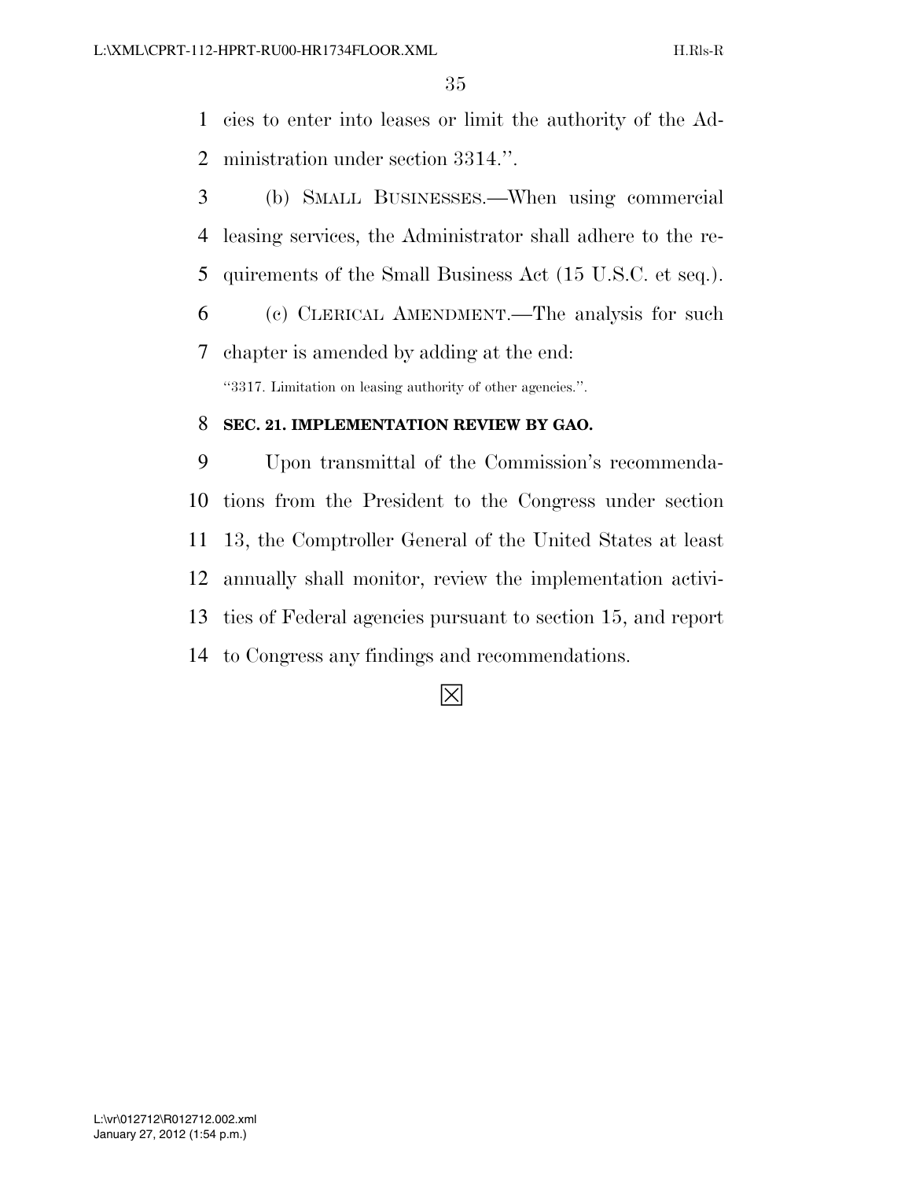cies to enter into leases or limit the authority of the Administration under section 3314.''.

(b) SMALL BUSINESSES.—When using commercial leasing services, the Administrator shall adhere to the requirements of the Small Business Act (15 U.S.C. et seq.).

(c) CLERICAL AMENDMENT.—The analysis for such chapter is amended by adding at the end:

''3317. Limitation on leasing authority of other agencies.''.

**SEC. 21. IMPLEMENTATION REVIEW BY GAO.**

Upon transmittal of the Commission's recommendations from the President to the Congress under section 13, the Comptroller General of the United States at least annually shall monitor, review the implementation activities of Federal agencies pursuant to section 15, and report to Congress any findings and recommendations.